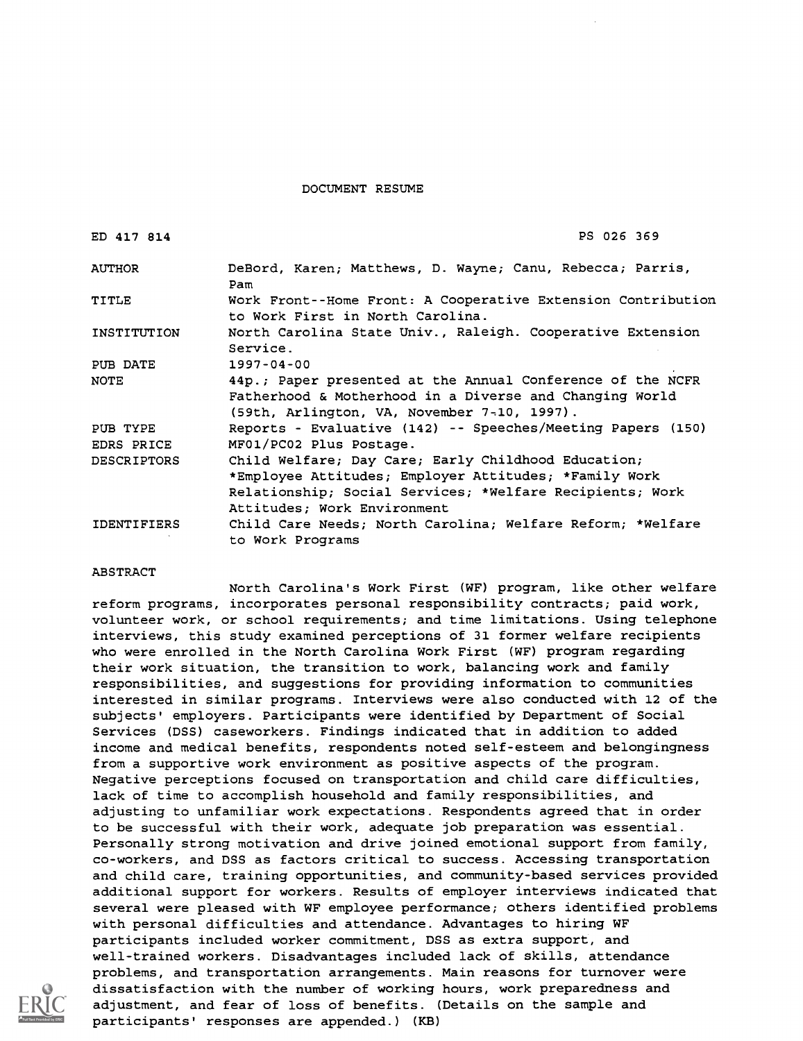DOCUMENT RESUME

| | |
|---|---|
| ED 417 814 | PS 026 369 |
| AUTHOR | DeBord, Karen; Matthews, D. Wayne; Canu, Rebecca; Parris, Pam |
| TITLE | Work Front--Home Front: A Cooperative Extension Contribution to Work First in North Carolina. |
| INSTITUTION | North Carolina State Univ., Raleigh. Cooperative Extension Service. |
| PUB DATE | 1997-04-00 |
| NOTE | 44p.; Paper presented at the Annual Conference of the NCFR Fatherhood & Motherhood in a Diverse and Changing World (59th, Arlington, VA, November 7-10, 1997). |
| PUB TYPE | Reports - Evaluative (142) -- Speeches/Meeting Papers (150) |
| EDRS PRICE | MF01/PC02 Plus Postage. |
| DESCRIPTORS | Child Welfare; Day Care; Early Childhood Education; *Employee Attitudes; Employer Attitudes; *Family Work Relationship; Social Services; *Welfare Recipients; Work Attitudes; Work Environment |
| IDENTIFIERS | Child Care Needs; North Carolina; Welfare Reform; *Welfare to Work Programs |

ABSTRACT

North Carolina's Work First (WF) program, like other welfare reform programs, incorporates personal responsibility contracts; paid work, volunteer work, or school requirements; and time limitations. Using telephone interviews, this study examined perceptions of 31 former welfare recipients who were enrolled in the North Carolina Work First (WF) program regarding their work situation, the transition to work, balancing work and family responsibilities, and suggestions for providing information to communities interested in similar programs. Interviews were also conducted with 12 of the subjects' employers. Participants were identified by Department of Social Services (DSS) caseworkers. Findings indicated that in addition to added income and medical benefits, respondents noted self-esteem and belongingness from a supportive work environment as positive aspects of the program. Negative perceptions focused on transportation and child care difficulties, lack of time to accomplish household and family responsibilities, and adjusting to unfamiliar work expectations. Respondents agreed that in order to be successful with their work, adequate job preparation was essential. Personally strong motivation and drive joined emotional support from family, co-workers, and DSS as factors critical to success. Accessing transportation and child care, training opportunities, and community-based services provided additional support for workers. Results of employer interviews indicated that several were pleased with WF employee performance; others identified problems with personal difficulties and attendance. Advantages to hiring WF participants included worker commitment, DSS as extra support, and well-trained workers. Disadvantages included lack of skills, attendance problems, and transportation arrangements. Main reasons for turnover were dissatisfaction with the number of working hours, work preparedness and adjustment, and fear of loss of benefits. (Details on the sample and participants' responses are appended.) (KB)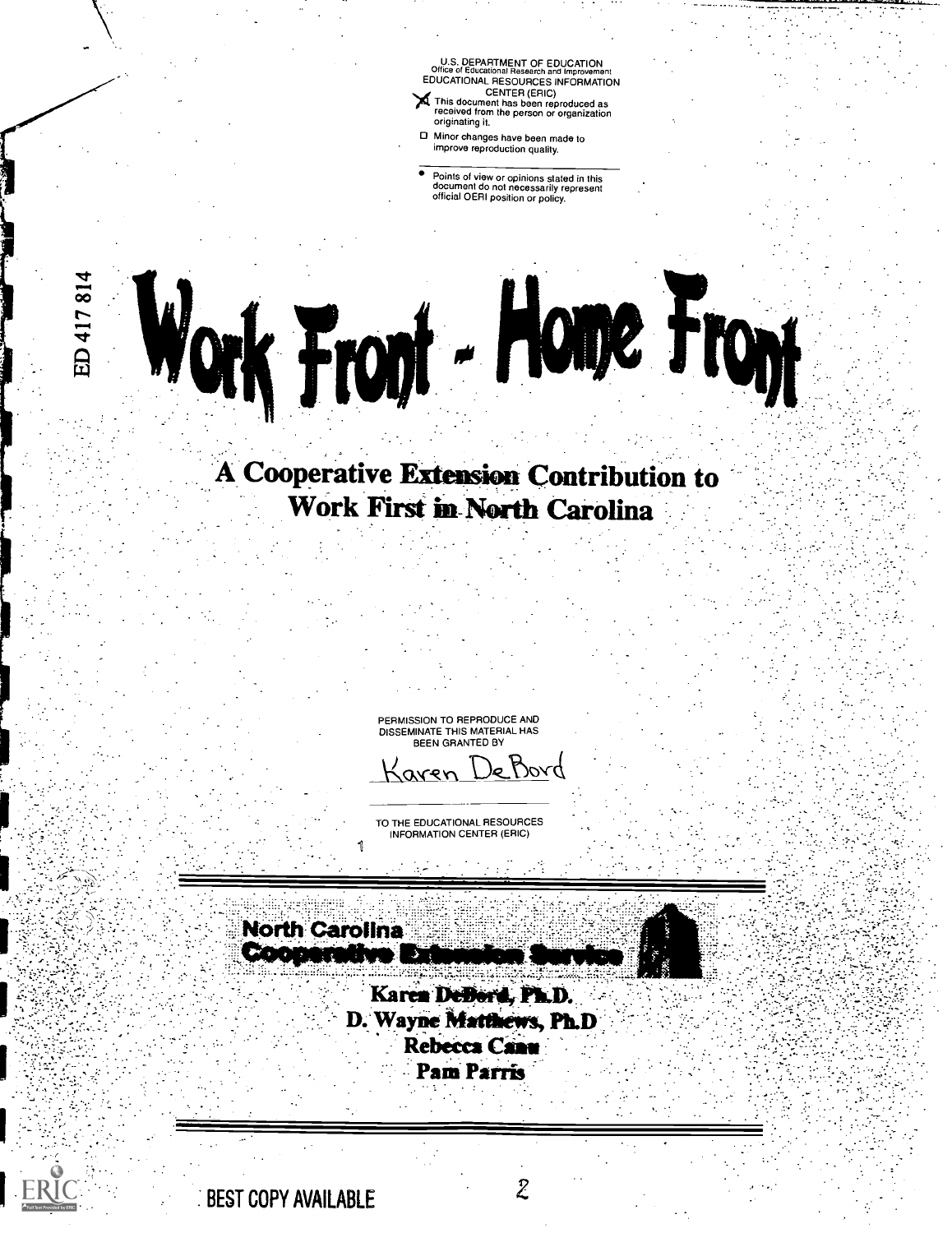U.S. DEPARTMENT OF EDUCATION
Office of Educational Research and Improvement
EDUCATIONAL RESOURCES INFORMATION CENTER (ERIC)

- [x] This document has been reproduced as received from the person or organization originating it.
- [ ] Minor changes have been made to improve reproduction quality.

- Points of view or opinions stated in this document do not necessarily represent official OERI position or policy.

ED 417 814

# Work Front - Home Front

## A Cooperative Extension Contribution to Work First in North Carolina

PERMISSION TO REPRODUCE AND DISSEMINATE THIS MATERIAL HAS BEEN GRANTED BY

Karen DeBord

TO THE EDUCATIONAL RESOURCES INFORMATION CENTER (ERIC)

North Carolina Cooperative Extension Service

**Karen DeBord, Ph.D.**
**D. Wayne Matthews, Ph.D**
**Rebecca Cann**
**Pam Parris**

BEST COPY AVAILABLE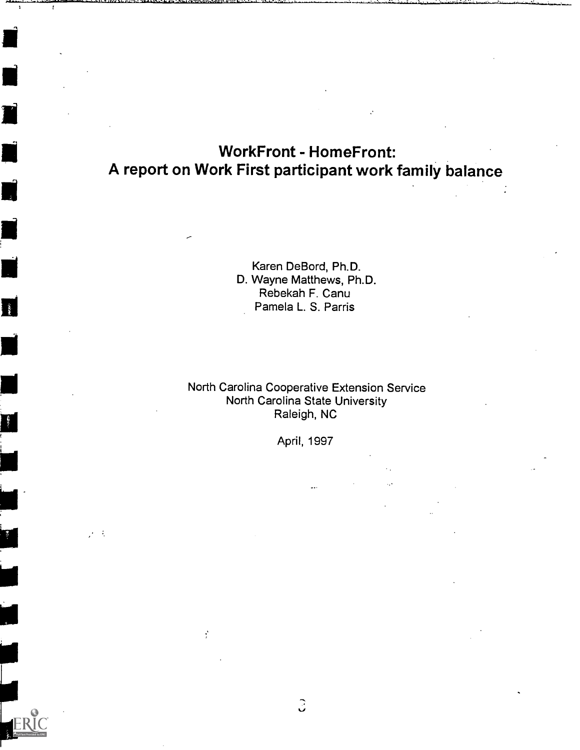# WorkFront - HomeFront:
# A report on Work First participant work family balance

Karen DeBord, Ph.D.
D. Wayne Matthews, Ph.D.
Rebekah F. Canu
Pamela L. S. Parris

North Carolina Cooperative Extension Service
North Carolina State University
Raleigh, NC

April, 1997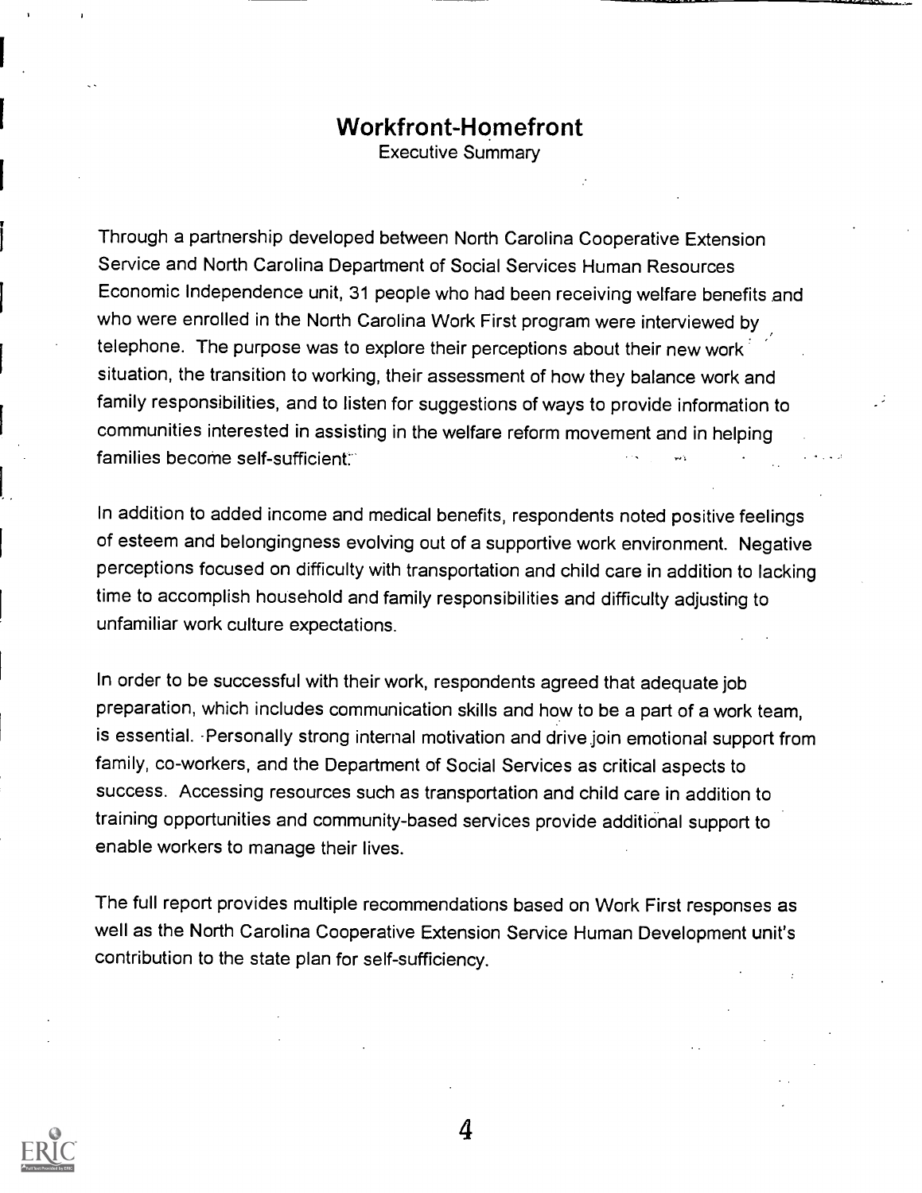# Workfront-Homefront

Executive Summary

Through a partnership developed between North Carolina Cooperative Extension Service and North Carolina Department of Social Services Human Resources Economic Independence unit, 31 people who had been receiving welfare benefits and who were enrolled in the North Carolina Work First program were interviewed by telephone. The purpose was to explore their perceptions about their new work situation, the transition to working, their assessment of how they balance work and family responsibilities, and to listen for suggestions of ways to provide information to communities interested in assisting in the welfare reform movement and in helping families become self-sufficient.

In addition to added income and medical benefits, respondents noted positive feelings of esteem and belongingness evolving out of a supportive work environment. Negative perceptions focused on difficulty with transportation and child care in addition to lacking time to accomplish household and family responsibilities and difficulty adjusting to unfamiliar work culture expectations.

In order to be successful with their work, respondents agreed that adequate job preparation, which includes communication skills and how to be a part of a work team, is essential. Personally strong internal motivation and drive join emotional support from family, co-workers, and the Department of Social Services as critical aspects to success. Accessing resources such as transportation and child care in addition to training opportunities and community-based services provide additional support to enable workers to manage their lives.

The full report provides multiple recommendations based on Work First responses as well as the North Carolina Cooperative Extension Service Human Development unit's contribution to the state plan for self-sufficiency.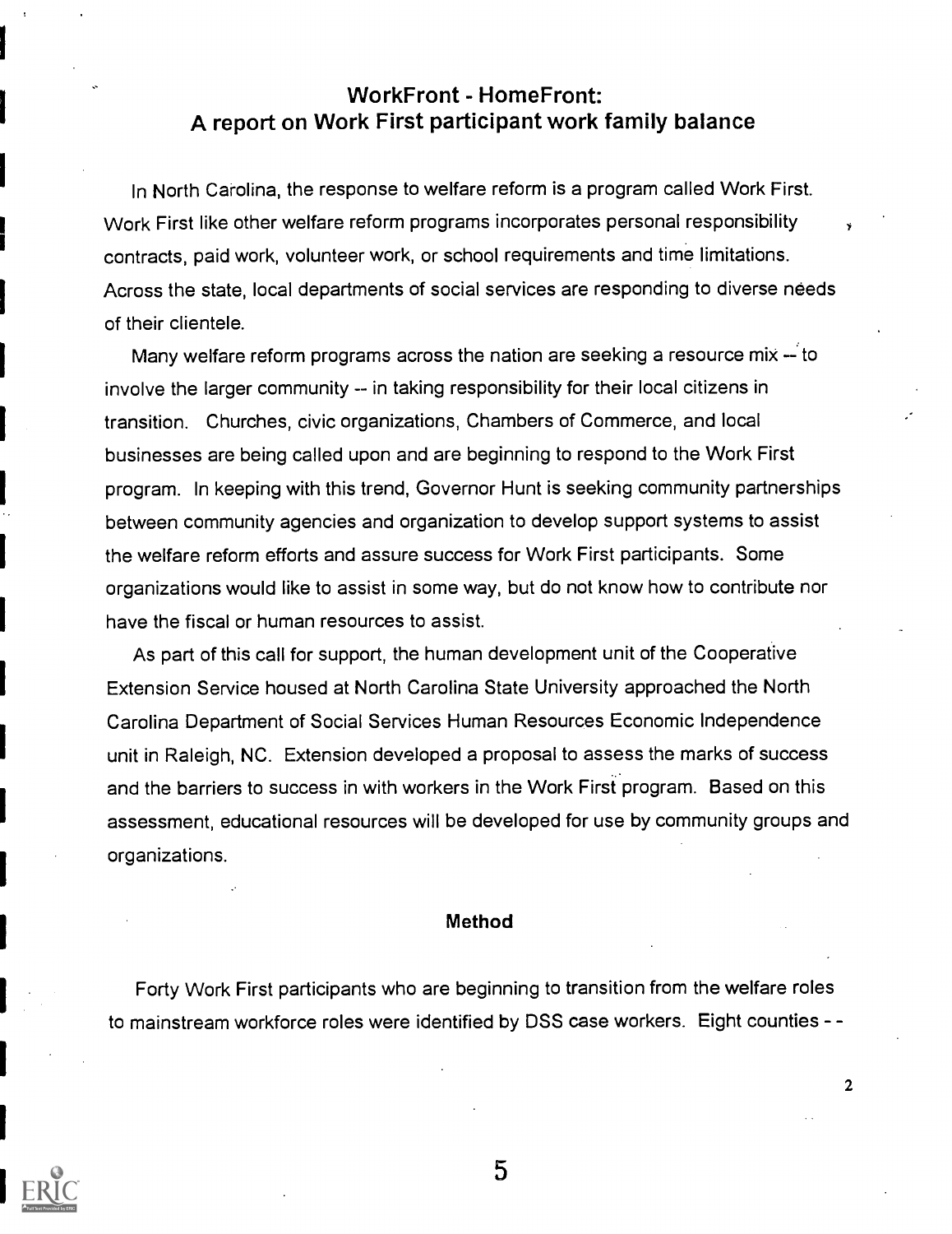## WorkFront - HomeFront:
## A report on Work First participant work family balance

In North Carolina, the response to welfare reform is a program called Work First. Work First like other welfare reform programs incorporates personal responsibility contracts, paid work, volunteer work, or school requirements and time limitations. Across the state, local departments of social services are responding to diverse needs of their clientele.

Many welfare reform programs across the nation are seeking a resource mix -- to involve the larger community -- in taking responsibility for their local citizens in transition. Churches, civic organizations, Chambers of Commerce, and local businesses are being called upon and are beginning to respond to the Work First program. In keeping with this trend, Governor Hunt is seeking community partnerships between community agencies and organization to develop support systems to assist the welfare reform efforts and assure success for Work First participants. Some organizations would like to assist in some way, but do not know how to contribute nor have the fiscal or human resources to assist.

As part of this call for support, the human development unit of the Cooperative Extension Service housed at North Carolina State University approached the North Carolina Department of Social Services Human Resources Economic Independence unit in Raleigh, NC. Extension developed a proposal to assess the marks of success and the barriers to success in with workers in the Work First program. Based on this assessment, educational resources will be developed for use by community groups and organizations.

### Method

Forty Work First participants who are beginning to transition from the welfare roles to mainstream workforce roles were identified by DSS case workers. Eight counties - -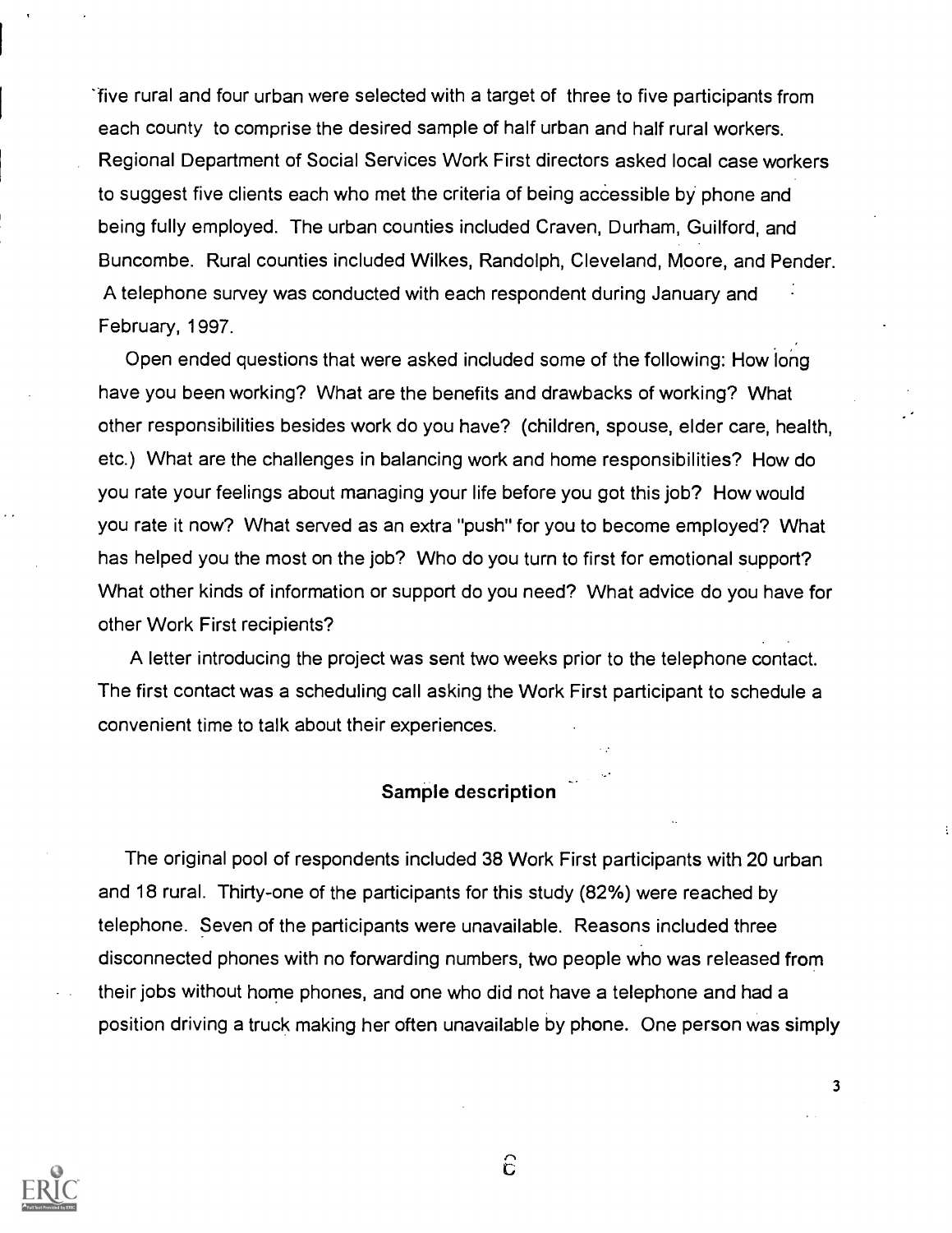five rural and four urban were selected with a target of three to five participants from each county to comprise the desired sample of half urban and half rural workers. Regional Department of Social Services Work First directors asked local case workers to suggest five clients each who met the criteria of being accessible by phone and being fully employed. The urban counties included Craven, Durham, Guilford, and Buncombe. Rural counties included Wilkes, Randolph, Cleveland, Moore, and Pender. A telephone survey was conducted with each respondent during January and February, 1997.

Open ended questions that were asked included some of the following: How long have you been working? What are the benefits and drawbacks of working? What other responsibilities besides work do you have? (children, spouse, elder care, health, etc.) What are the challenges in balancing work and home responsibilities? How do you rate your feelings about managing your life before you got this job? How would you rate it now? What served as an extra "push" for you to become employed? What has helped you the most on the job? Who do you turn to first for emotional support? What other kinds of information or support do you need? What advice do you have for other Work First recipients?

A letter introducing the project was sent two weeks prior to the telephone contact. The first contact was a scheduling call asking the Work First participant to schedule a convenient time to talk about their experiences.

## Sample description

The original pool of respondents included 38 Work First participants with 20 urban and 18 rural. Thirty-one of the participants for this study (82%) were reached by telephone. Seven of the participants were unavailable. Reasons included three disconnected phones with no forwarding numbers, two people who was released from their jobs without home phones, and one who did not have a telephone and had a position driving a truck making her often unavailable by phone. One person was simply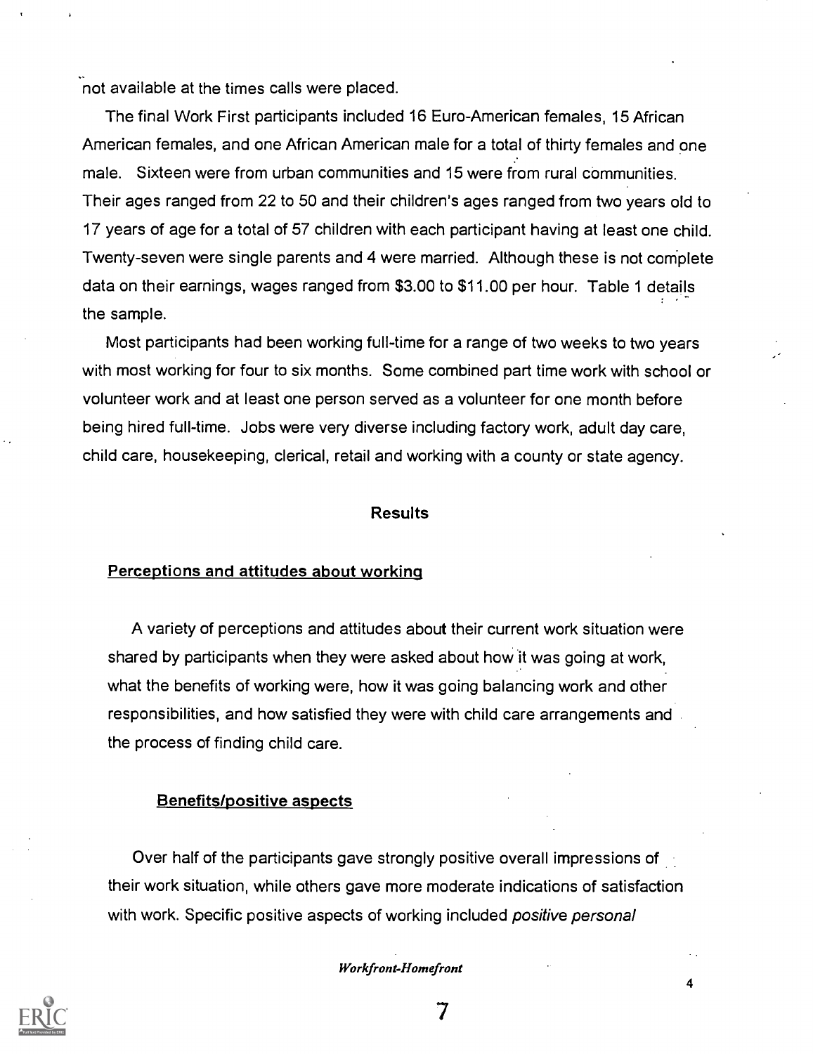not available at the times calls were placed.

The final Work First participants included 16 Euro-American females, 15 African American females, and one African American male for a total of thirty females and one male. Sixteen were from urban communities and 15 were from rural communities. Their ages ranged from 22 to 50 and their children's ages ranged from two years old to 17 years of age for a total of 57 children with each participant having at least one child. Twenty-seven were single parents and 4 were married. Although these is not complete data on their earnings, wages ranged from $3.00 to $11.00 per hour. Table 1 details the sample.

Most participants had been working full-time for a range of two weeks to two years with most working for four to six months. Some combined part time work with school or volunteer work and at least one person served as a volunteer for one month before being hired full-time. Jobs were very diverse including factory work, adult day care, child care, housekeeping, clerical, retail and working with a county or state agency.

## Results

### Perceptions and attitudes about working

A variety of perceptions and attitudes about their current work situation were shared by participants when they were asked about how it was going at work, what the benefits of working were, how it was going balancing work and other responsibilities, and how satisfied they were with child care arrangements and the process of finding child care.

#### Benefits/positive aspects

Over half of the participants gave strongly positive overall impressions of their work situation, while others gave more moderate indications of satisfaction with work. Specific positive aspects of working included *positive personal*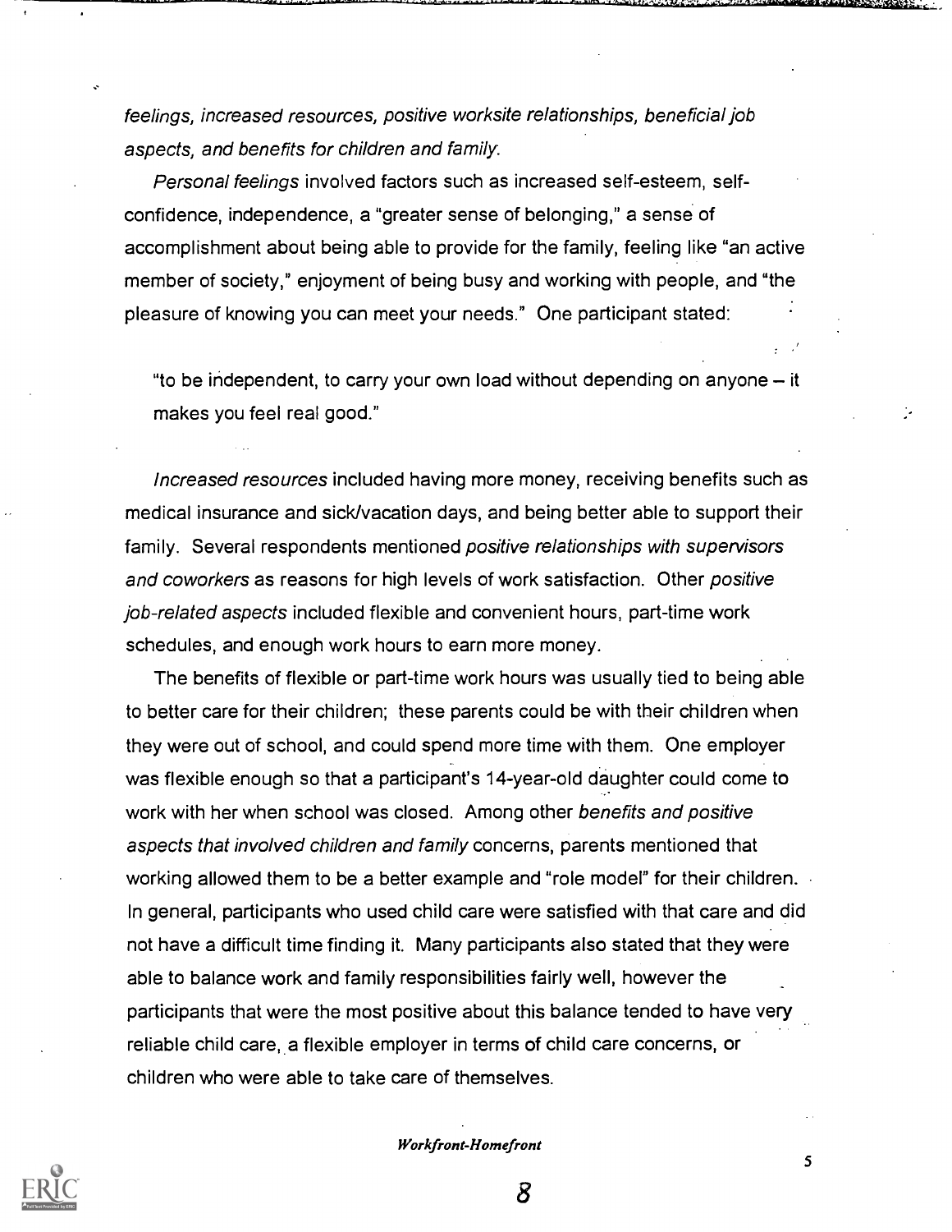*feelings, increased resources, positive worksite relationships, beneficial job aspects, and benefits for children and family.*

*Personal feelings* involved factors such as increased self-esteem, self-confidence, independence, a "greater sense of belonging," a sense of accomplishment about being able to provide for the family, feeling like "an active member of society," enjoyment of being busy and working with people, and "the pleasure of knowing you can meet your needs." One participant stated:

> "to be independent, to carry your own load without depending on anyone – it makes you feel real good."

*Increased resources* included having more money, receiving benefits such as medical insurance and sick/vacation days, and being better able to support their family. Several respondents mentioned *positive relationships with supervisors and coworkers* as reasons for high levels of work satisfaction. Other *positive job-related aspects* included flexible and convenient hours, part-time work schedules, and enough work hours to earn more money.

The benefits of flexible or part-time work hours was usually tied to being able to better care for their children; these parents could be with their children when they were out of school, and could spend more time with them. One employer was flexible enough so that a participant's 14-year-old daughter could come to work with her when school was closed. Among other *benefits and positive aspects that involved children and family* concerns, parents mentioned that working allowed them to be a better example and "role model" for their children. In general, participants who used child care were satisfied with that care and did not have a difficult time finding it. Many participants also stated that they were able to balance work and family responsibilities fairly well, however the participants that were the most positive about this balance tended to have very reliable child care, a flexible employer in terms of child care concerns, or children who were able to take care of themselves.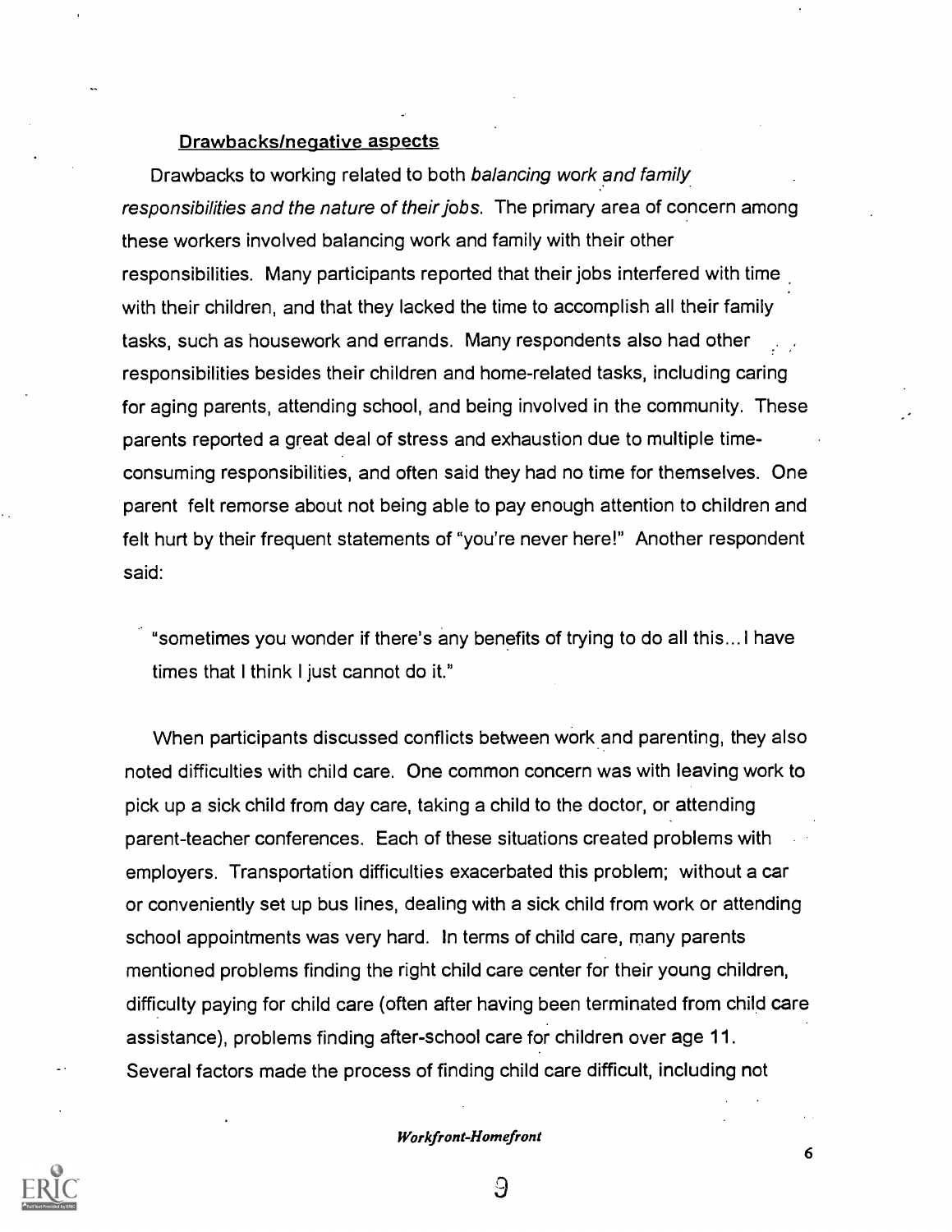### Drawbacks/negative aspects

Drawbacks to working related to both *balancing work and family responsibilities and the nature* of *their jobs*. The primary area of concern among these workers involved balancing work and family with their other responsibilities. Many participants reported that their jobs interfered with time with their children, and that they lacked the time to accomplish all their family tasks, such as housework and errands. Many respondents also had other responsibilities besides their children and home-related tasks, including caring for aging parents, attending school, and being involved in the community. These parents reported a great deal of stress and exhaustion due to multiple time-consuming responsibilities, and often said they had no time for themselves. One parent felt remorse about not being able to pay enough attention to children and felt hurt by their frequent statements of "you're never here!" Another respondent said:

> "sometimes you wonder if there's any benefits of trying to do all this... I have times that I think I just cannot do it."

When participants discussed conflicts between work and parenting, they also noted difficulties with child care. One common concern was with leaving work to pick up a sick child from day care, taking a child to the doctor, or attending parent-teacher conferences. Each of these situations created problems with employers. Transportation difficulties exacerbated this problem; without a car or conveniently set up bus lines, dealing with a sick child from work or attending school appointments was very hard. In terms of child care, many parents mentioned problems finding the right child care center for their young children, difficulty paying for child care (often after having been terminated from child care assistance), problems finding after-school care for children over age 11. Several factors made the process of finding child care difficult, including not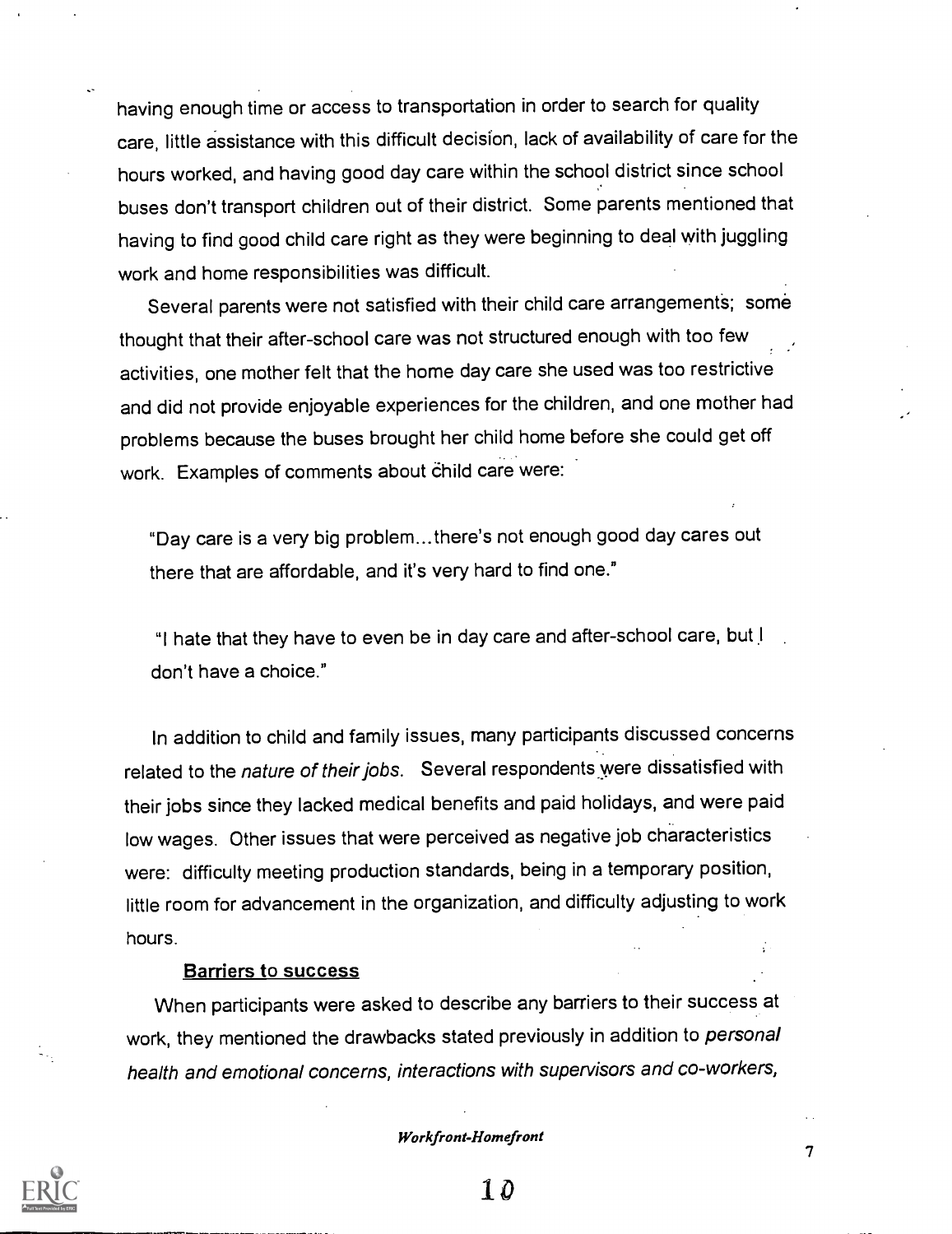having enough time or access to transportation in order to search for quality care, little assistance with this difficult decision, lack of availability of care for the hours worked, and having good day care within the school district since school buses don't transport children out of their district. Some parents mentioned that having to find good child care right as they were beginning to deal with juggling work and home responsibilities was difficult.

Several parents were not satisfied with their child care arrangements; some thought that their after-school care was not structured enough with too few activities, one mother felt that the home day care she used was too restrictive and did not provide enjoyable experiences for the children, and one mother had problems because the buses brought her child home before she could get off work. Examples of comments about child care were:

> "Day care is a very big problem...there's not enough good day cares out there that are affordable, and it's very hard to find one."

> "I hate that they have to even be in day care and after-school care, but I don't have a choice."

In addition to child and family issues, many participants discussed concerns related to the *nature of their jobs*. Several respondents were dissatisfied with their jobs since they lacked medical benefits and paid holidays, and were paid low wages. Other issues that were perceived as negative job characteristics were: difficulty meeting production standards, being in a temporary position, little room for advancement in the organization, and difficulty adjusting to work hours.

**Barriers to success**

When participants were asked to describe any barriers to their success at work, they mentioned the drawbacks stated previously in addition to *personal health and emotional concerns, interactions with supervisors and co-workers,*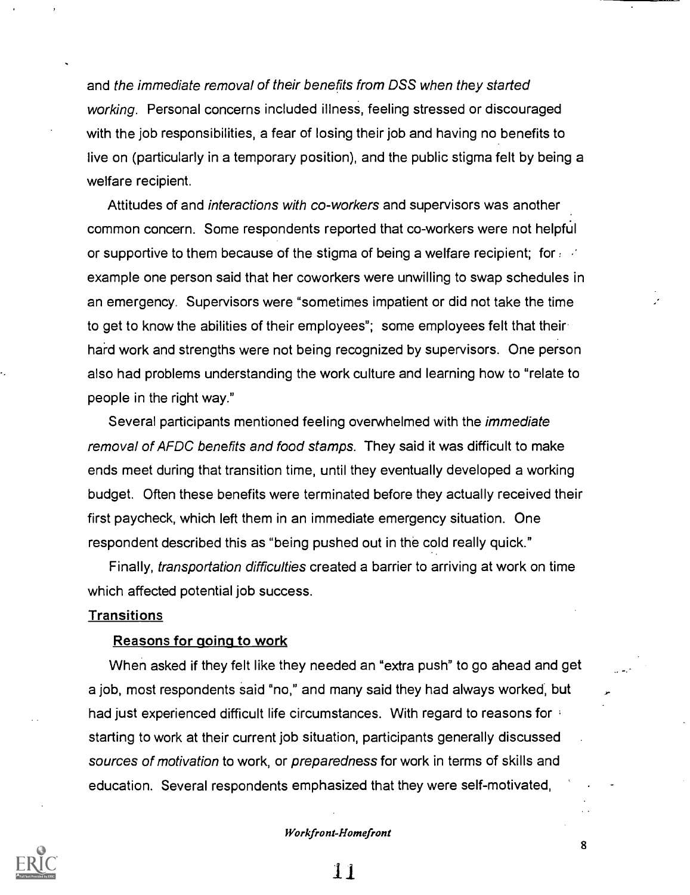and *the immediate removal of their benefits from DSS when they started working*. Personal concerns included illness, feeling stressed or discouraged with the job responsibilities, a fear of losing their job and having no benefits to live on (particularly in a temporary position), and the public stigma felt by being a welfare recipient.

Attitudes of and *interactions with co-workers* and supervisors was another common concern. Some respondents reported that co-workers were not helpful or supportive to them because of the stigma of being a welfare recipient; for example one person said that her coworkers were unwilling to swap schedules in an emergency. Supervisors were "sometimes impatient or did not take the time to get to know the abilities of their employees"; some employees felt that their hard work and strengths were not being recognized by supervisors. One person also had problems understanding the work culture and learning how to "relate to people in the right way."

Several participants mentioned feeling overwhelmed with the *immediate removal of AFDC benefits and food stamps.* They said it was difficult to make ends meet during that transition time, until they eventually developed a working budget. Often these benefits were terminated before they actually received their first paycheck, which left them in an immediate emergency situation. One respondent described this as "being pushed out in the cold really quick."

Finally, *transportation difficulties* created a barrier to arriving at work on time which affected potential job success.

## Transitions

### Reasons for going to work

When asked if they felt like they needed an "extra push" to go ahead and get a job, most respondents said "no," and many said they had always worked, but had just experienced difficult life circumstances. With regard to reasons for starting to work at their current job situation, participants generally discussed *sources of motivation* to work, or *preparedness* for work in terms of skills and education. Several respondents emphasized that they were self-motivated,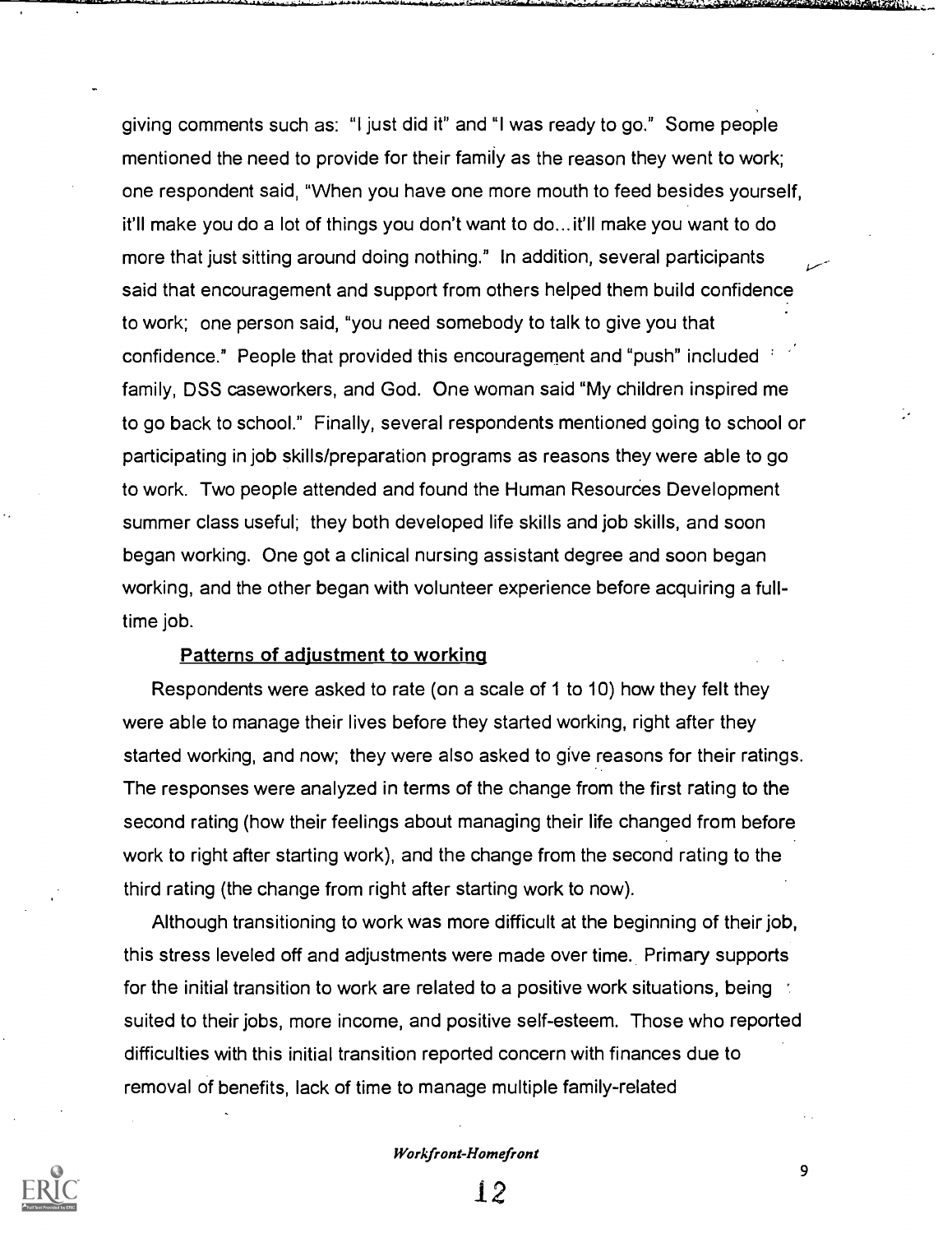giving comments such as: "I just did it" and "I was ready to go." Some people mentioned the need to provide for their family as the reason they went to work; one respondent said, "When you have one more mouth to feed besides yourself, it'll make you do a lot of things you don't want to do...it'll make you want to do more that just sitting around doing nothing." In addition, several participants said that encouragement and support from others helped them build confidence to work; one person said, "you need somebody to talk to give you that confidence." People that provided this encouragement and "push" included family, DSS caseworkers, and God. One woman said "My children inspired me to go back to school." Finally, several respondents mentioned going to school or participating in job skills/preparation programs as reasons they were able to go to work. Two people attended and found the Human Resources Development summer class useful; they both developed life skills and job skills, and soon began working. One got a clinical nursing assistant degree and soon began working, and the other began with volunteer experience before acquiring a full-time job.

### Patterns of adjustment to working

Respondents were asked to rate (on a scale of 1 to 10) how they felt they were able to manage their lives before they started working, right after they started working, and now; they were also asked to give reasons for their ratings. The responses were analyzed in terms of the change from the first rating to the second rating (how their feelings about managing their life changed from before work to right after starting work), and the change from the second rating to the third rating (the change from right after starting work to now).

Although transitioning to work was more difficult at the beginning of their job, this stress leveled off and adjustments were made over time. Primary supports for the initial transition to work are related to a positive work situations, being suited to their jobs, more income, and positive self-esteem. Those who reported difficulties with this initial transition reported concern with finances due to removal of benefits, lack of time to manage multiple family-related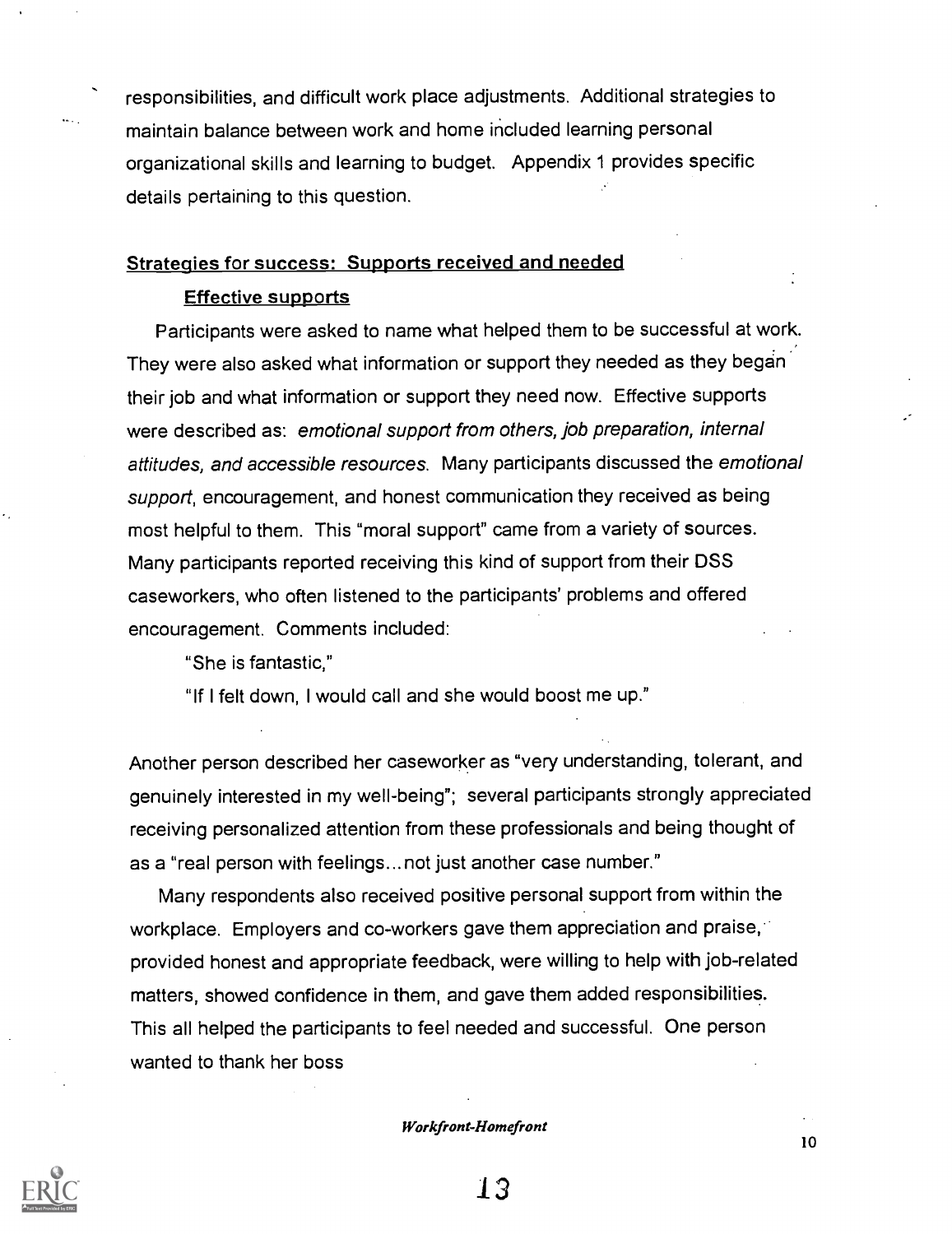responsibilities, and difficult work place adjustments. Additional strategies to maintain balance between work and home included learning personal organizational skills and learning to budget. Appendix 1 provides specific details pertaining to this question.

## Strategies for success: Supports received and needed

### Effective supports

Participants were asked to name what helped them to be successful at work. They were also asked what information or support they needed as they began their job and what information or support they need now. Effective supports were described as: *emotional support from others, job preparation, internal attitudes, and accessible resources*. Many participants discussed the *emotional support*, encouragement, and honest communication they received as being most helpful to them. This "moral support" came from a variety of sources. Many participants reported receiving this kind of support from their DSS caseworkers, who often listened to the participants' problems and offered encouragement. Comments included:

"She is fantastic,"

"If I felt down, I would call and she would boost me up."

Another person described her caseworker as "very understanding, tolerant, and genuinely interested in my well-being"; several participants strongly appreciated receiving personalized attention from these professionals and being thought of as a "real person with feelings...not just another case number."

Many respondents also received positive personal support from within the workplace. Employers and co-workers gave them appreciation and praise, provided honest and appropriate feedback, were willing to help with job-related matters, showed confidence in them, and gave them added responsibilities. This all helped the participants to feel needed and successful. One person wanted to thank her boss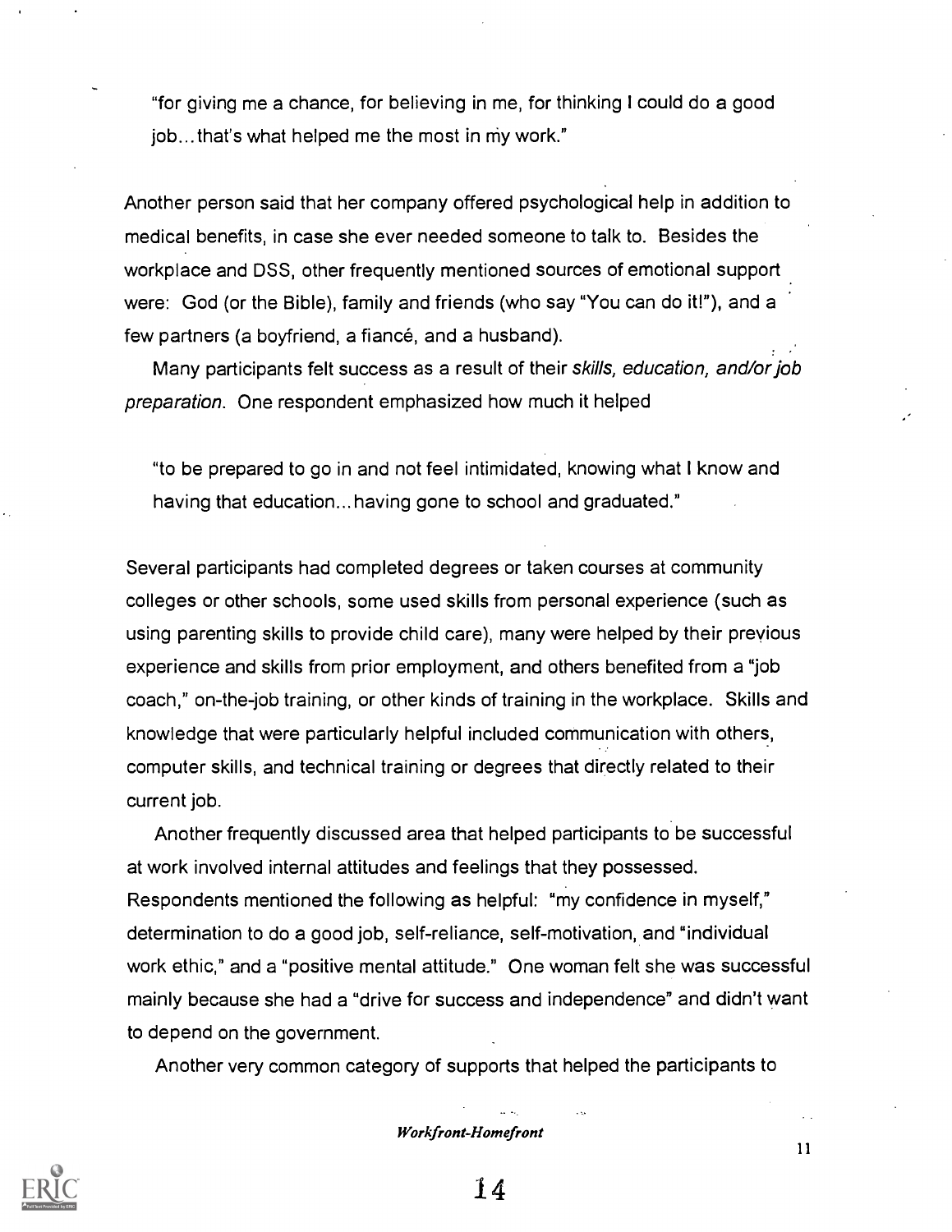"for giving me a chance, for believing in me, for thinking I could do a good job...that's what helped me the most in my work."

Another person said that her company offered psychological help in addition to medical benefits, in case she ever needed someone to talk to. Besides the workplace and DSS, other frequently mentioned sources of emotional support were: God (or the Bible), family and friends (who say "You can do it!"), and a few partners (a boyfriend, a fiancé, and a husband).

Many participants felt success as a result of their *skills, education, and/or job preparation*. One respondent emphasized how much it helped

"to be prepared to go in and not feel intimidated, knowing what I know and having that education...having gone to school and graduated."

Several participants had completed degrees or taken courses at community colleges or other schools, some used skills from personal experience (such as using parenting skills to provide child care), many were helped by their previous experience and skills from prior employment, and others benefited from a "job coach," on-the-job training, or other kinds of training in the workplace. Skills and knowledge that were particularly helpful included communication with others, computer skills, and technical training or degrees that directly related to their current job.

Another frequently discussed area that helped participants to be successful at work involved internal attitudes and feelings that they possessed. Respondents mentioned the following as helpful: "my confidence in myself," determination to do a good job, self-reliance, self-motivation, and "individual work ethic," and a "positive mental attitude." One woman felt she was successful mainly because she had a "drive for success and independence" and didn't want to depend on the government.

Another very common category of supports that helped the participants to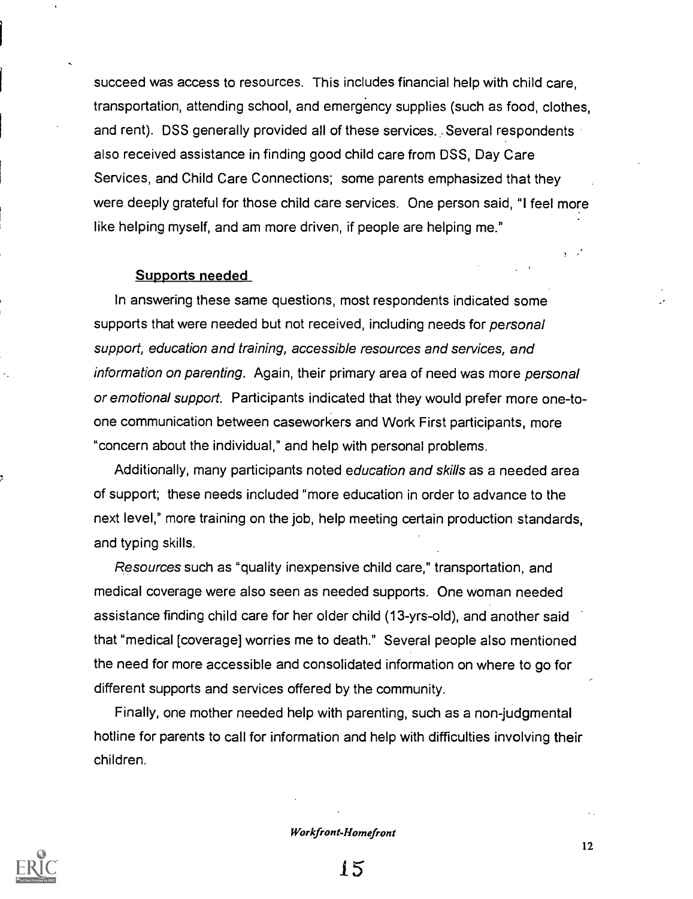succeed was access to resources. This includes financial help with child care, transportation, attending school, and emergency supplies (such as food, clothes, and rent). DSS generally provided all of these services. Several respondents also received assistance in finding good child care from DSS, Day Care Services, and Child Care Connections; some parents emphasized that they were deeply grateful for those child care services. One person said, "I feel more like helping myself, and am more driven, if people are helping me."

**Supports needed**

In answering these same questions, most respondents indicated some supports that were needed but not received, including needs for *personal support, education and training, accessible resources and services, and information on parenting.* Again, their primary area of need was more *personal or emotional support*. Participants indicated that they would prefer more one-to-one communication between caseworkers and Work First participants, more "concern about the individual," and help with personal problems.

Additionally, many participants noted *education and skills* as a needed area of support; these needs included "more education in order to advance to the next level," more training on the job, help meeting certain production standards, and typing skills.

*Resources* such as "quality inexpensive child care," transportation, and medical coverage were also seen as needed supports. One woman needed assistance finding child care for her older child (13-yrs-old), and another said that "medical [coverage] worries me to death." Several people also mentioned the need for more accessible and consolidated information on where to go for different supports and services offered by the community.

Finally, one mother needed help with parenting, such as a non-judgmental hotline for parents to call for information and help with difficulties involving their children.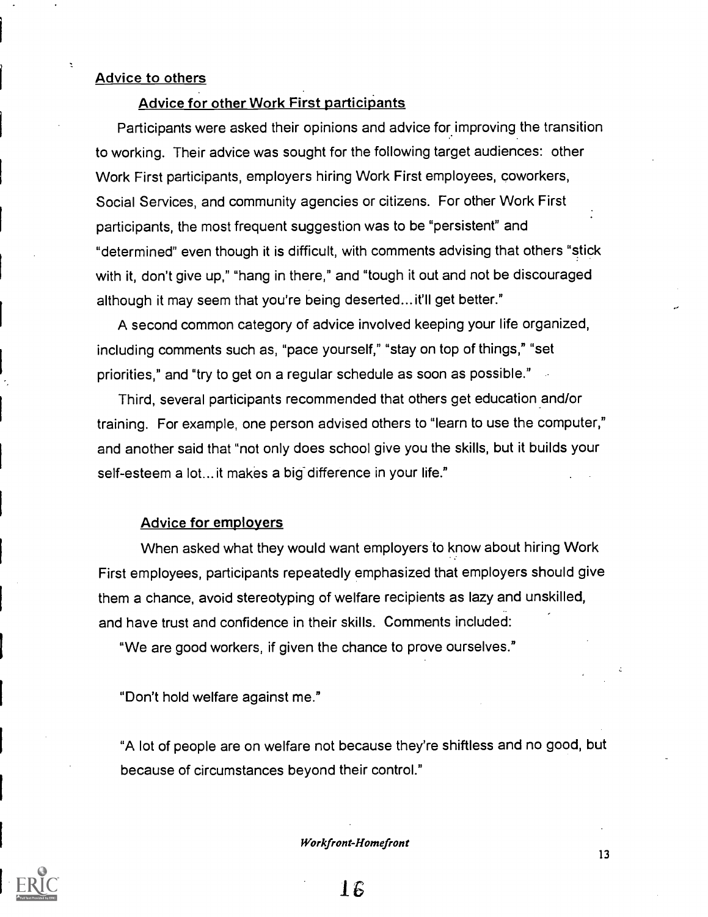## Advice to others

### Advice for other Work First participants

Participants were asked their opinions and advice for improving the transition to working. Their advice was sought for the following target audiences: other Work First participants, employers hiring Work First employees, coworkers, Social Services, and community agencies or citizens. For other Work First participants, the most frequent suggestion was to be "persistent" and "determined" even though it is difficult, with comments advising that others "stick with it, don't give up," "hang in there," and "tough it out and not be discouraged although it may seem that you're being deserted... it'll get better."

A second common category of advice involved keeping your life organized, including comments such as, "pace yourself," "stay on top of things," "set priorities," and "try to get on a regular schedule as soon as possible."

Third, several participants recommended that others get education and/or training. For example, one person advised others to "learn to use the computer," and another said that "not only does school give you the skills, but it builds your self-esteem a lot... it makes a big difference in your life."

### Advice for employers

When asked what they would want employers to know about hiring Work First employees, participants repeatedly emphasized that employers should give them a chance, avoid stereotyping of welfare recipients as lazy and unskilled, and have trust and confidence in their skills. Comments included:

"We are good workers, if given the chance to prove ourselves."

"Don't hold welfare against me."

"A lot of people are on welfare not because they're shiftless and no good, but because of circumstances beyond their control."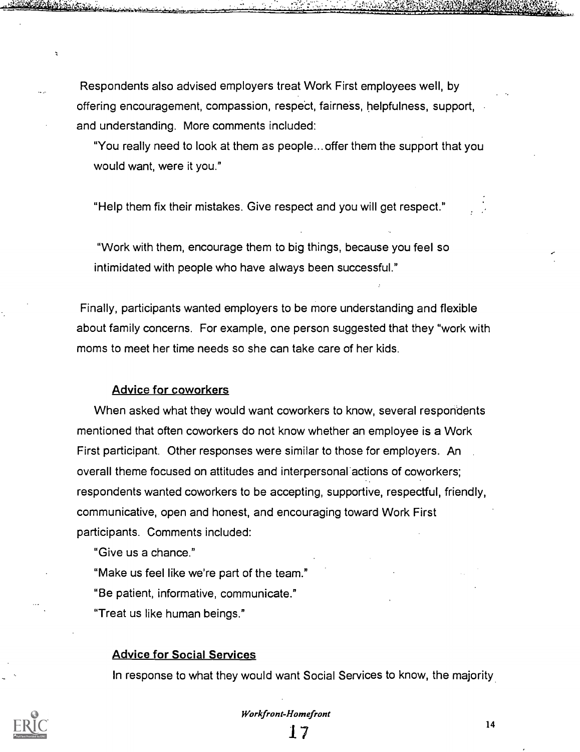Respondents also advised employers treat Work First employees well, by offering encouragement, compassion, respect, fairness, helpfulness, support, and understanding. More comments included:

"You really need to look at them as people... offer them the support that you would want, were it you."

"Help them fix their mistakes. Give respect and you will get respect."

"Work with them, encourage them to big things, because you feel so intimidated with people who have always been successful."

Finally, participants wanted employers to be more understanding and flexible about family concerns. For example, one person suggested that they "work with moms to meet her time needs so she can take care of her kids.

### Advice for coworkers

When asked what they would want coworkers to know, several respondents mentioned that often coworkers do not know whether an employee is a Work First participant. Other responses were similar to those for employers. An overall theme focused on attitudes and interpersonal actions of coworkers; respondents wanted coworkers to be accepting, supportive, respectful, friendly, communicative, open and honest, and encouraging toward Work First participants. Comments included:

"Give us a chance."

"Make us feel like we're part of the team."

"Be patient, informative, communicate."

"Treat us like human beings."

### Advice for Social Services

In response to what they would want Social Services to know, the majority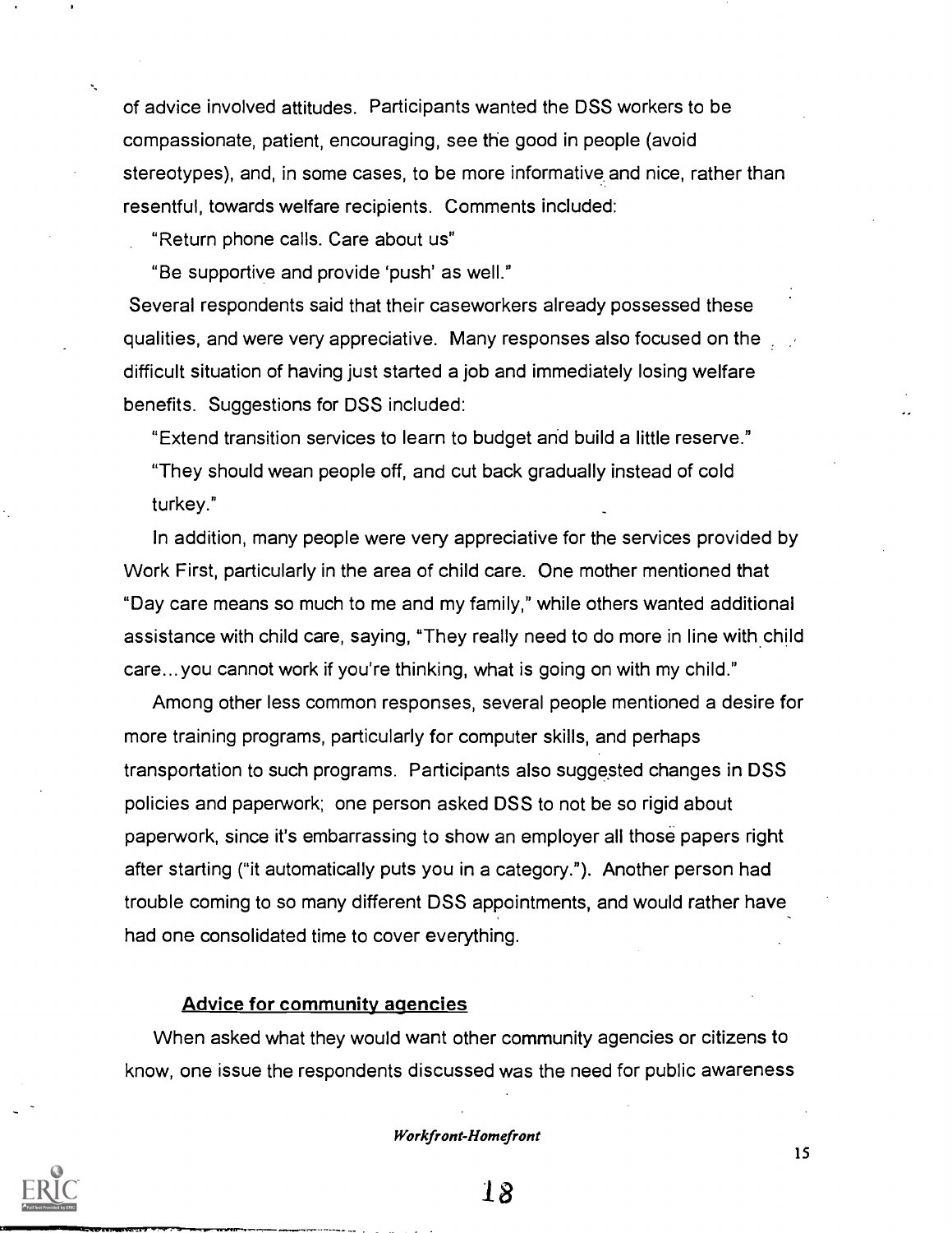of advice involved attitudes. Participants wanted the DSS workers to be compassionate, patient, encouraging, see the good in people (avoid stereotypes), and, in some cases, to be more informative and nice, rather than resentful, towards welfare recipients. Comments included:

"Return phone calls. Care about us"

"Be supportive and provide 'push' as well."

Several respondents said that their caseworkers already possessed these qualities, and were very appreciative. Many responses also focused on the difficult situation of having just started a job and immediately losing welfare benefits. Suggestions for DSS included:

"Extend transition services to learn to budget and build a little reserve."

"They should wean people off, and cut back gradually instead of cold turkey."

In addition, many people were very appreciative for the services provided by Work First, particularly in the area of child care. One mother mentioned that "Day care means so much to me and my family," while others wanted additional assistance with child care, saying, "They really need to do more in line with child care...you cannot work if you're thinking, what is going on with my child."

Among other less common responses, several people mentioned a desire for more training programs, particularly for computer skills, and perhaps transportation to such programs. Participants also suggested changes in DSS policies and paperwork; one person asked DSS to not be so rigid about paperwork, since it's embarrassing to show an employer all those papers right after starting ("it automatically puts you in a category."). Another person had trouble coming to so many different DSS appointments, and would rather have had one consolidated time to cover everything.

### Advice for community agencies

When asked what they would want other community agencies or citizens to know, one issue the respondents discussed was the need for public awareness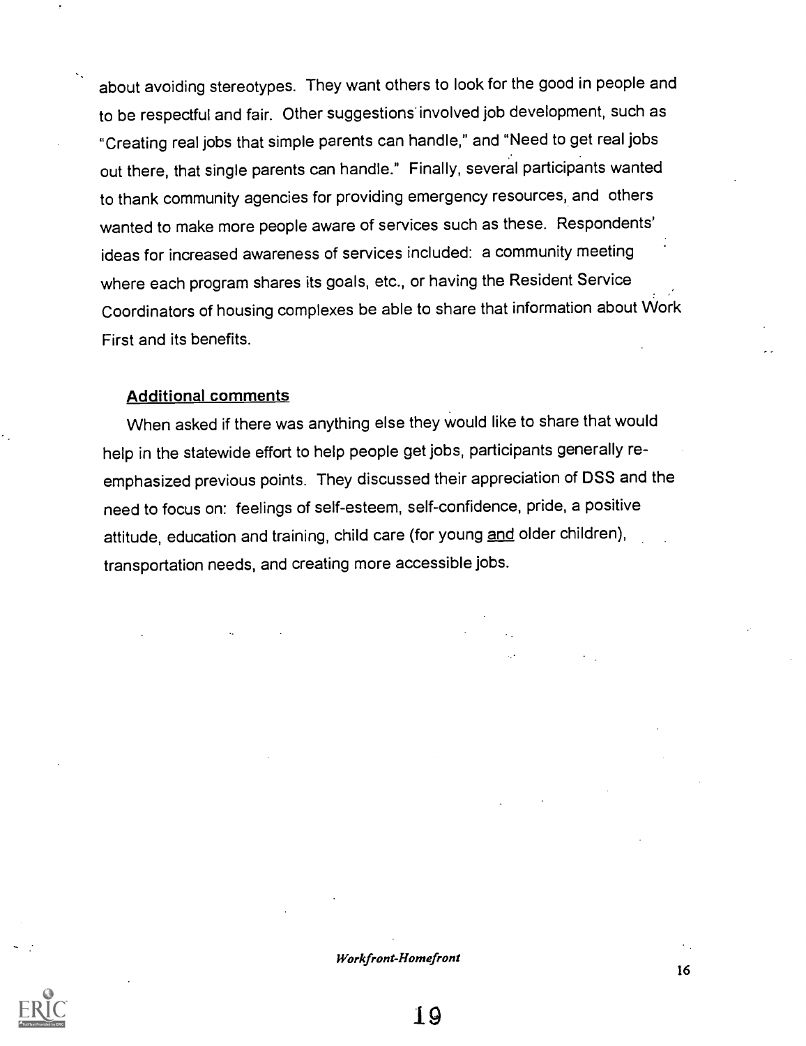about avoiding stereotypes. They want others to look for the good in people and to be respectful and fair. Other suggestions involved job development, such as "Creating real jobs that simple parents can handle," and "Need to get real jobs out there, that single parents can handle." Finally, several participants wanted to thank community agencies for providing emergency resources, and others wanted to make more people aware of services such as these. Respondents' ideas for increased awareness of services included: a community meeting where each program shares its goals, etc., or having the Resident Service Coordinators of housing complexes be able to share that information about Work First and its benefits.

### Additional comments

When asked if there was anything else they would like to share that would help in the statewide effort to help people get jobs, participants generally re-emphasized previous points. They discussed their appreciation of DSS and the need to focus on: feelings of self-esteem, self-confidence, pride, a positive attitude, education and training, child care (for young and older children), transportation needs, and creating more accessible jobs.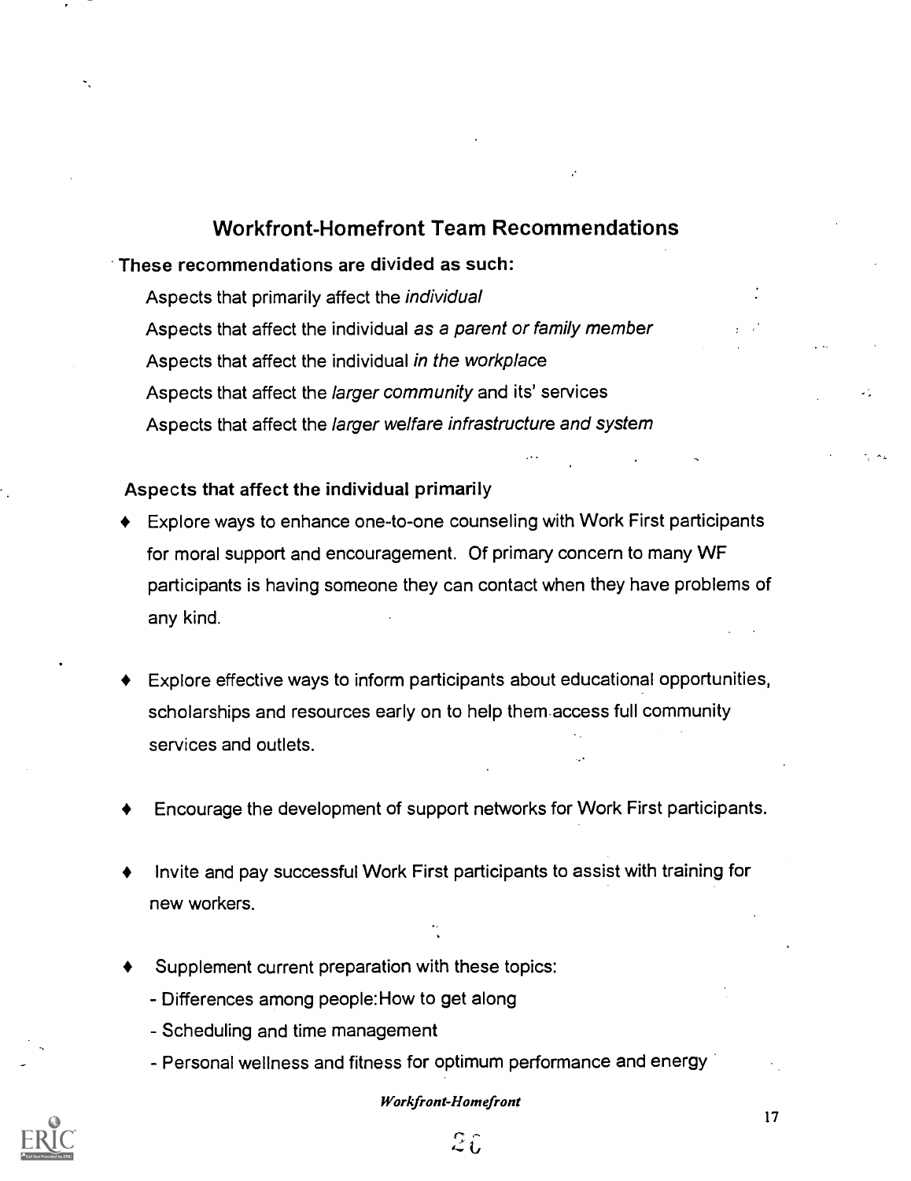## Workfront-Homefront Team Recommendations

**These recommendations are divided as such:**

Aspects that primarily affect the *individual*

Aspects that affect the individual *as a parent or family member*

Aspects that affect the individual *in the workplace*

Aspects that affect the *larger community* and its' services

Aspects that affect the *larger welfare infrastructure and system*

### Aspects that affect the individual primarily

- Explore ways to enhance one-to-one counseling with Work First participants for moral support and encouragement. Of primary concern to many WF participants is having someone they can contact when they have problems of any kind.

- Explore effective ways to inform participants about educational opportunities, scholarships and resources early on to help them access full community services and outlets.

- Encourage the development of support networks for Work First participants.

- Invite and pay successful Work First participants to assist with training for new workers.

- Supplement current preparation with these topics:
  - Differences among people:How to get along
  - Scheduling and time management
  - Personal wellness and fitness for optimum performance and energy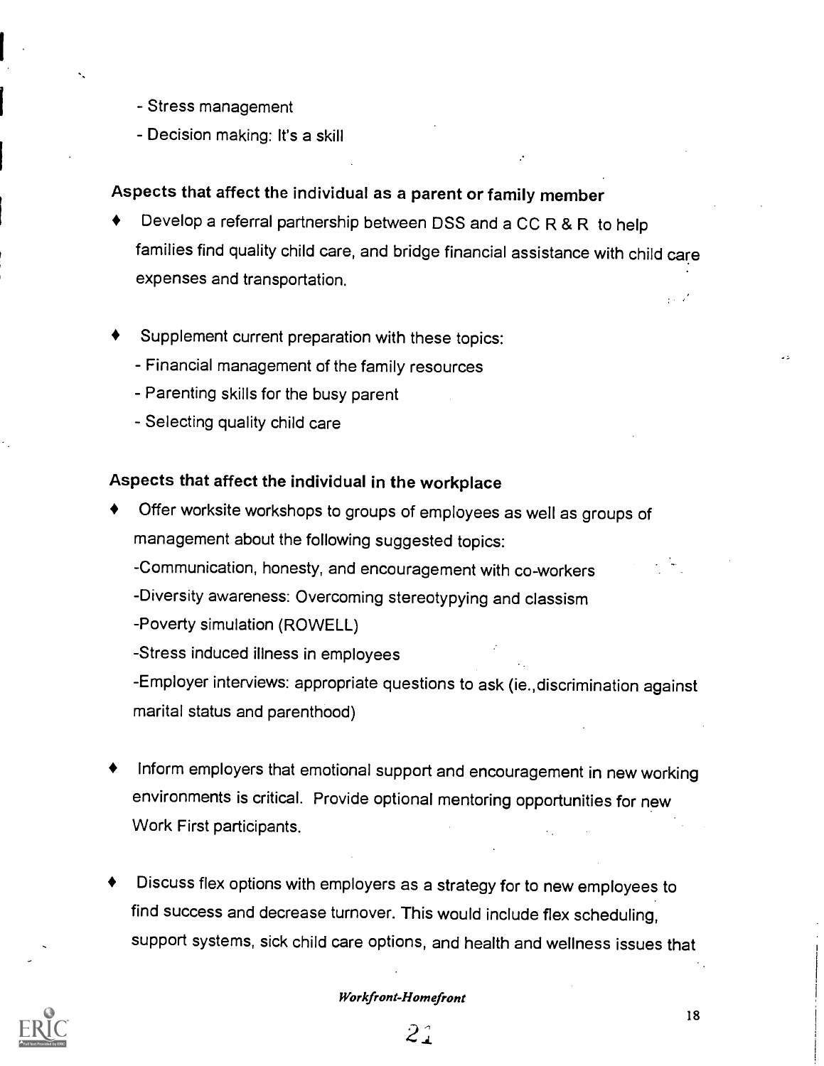- Stress management
- Decision making: It's a skill

### Aspects that affect the individual as a parent or family member

- Develop a referral partnership between DSS and a CC R & R to help families find quality child care, and bridge financial assistance with child care expenses and transportation.

- Supplement current preparation with these topics:
  - Financial management of the family resources
  - Parenting skills for the busy parent
  - Selecting quality child care

### Aspects that affect the individual in the workplace

- Offer worksite workshops to groups of employees as well as groups of management about the following suggested topics:
  -Communication, honesty, and encouragement with co-workers
  -Diversity awareness: Overcoming stereotypying and classism
  -Poverty simulation (ROWELL)
  -Stress induced illness in employees
  -Employer interviews: appropriate questions to ask (ie.,discrimination against marital status and parenthood)

- Inform employers that emotional support and encouragement in new working environments is critical. Provide optional mentoring opportunities for new Work First participants.

- Discuss flex options with employers as a strategy for to new employees to find success and decrease turnover. This would include flex scheduling, support systems, sick child care options, and health and wellness issues that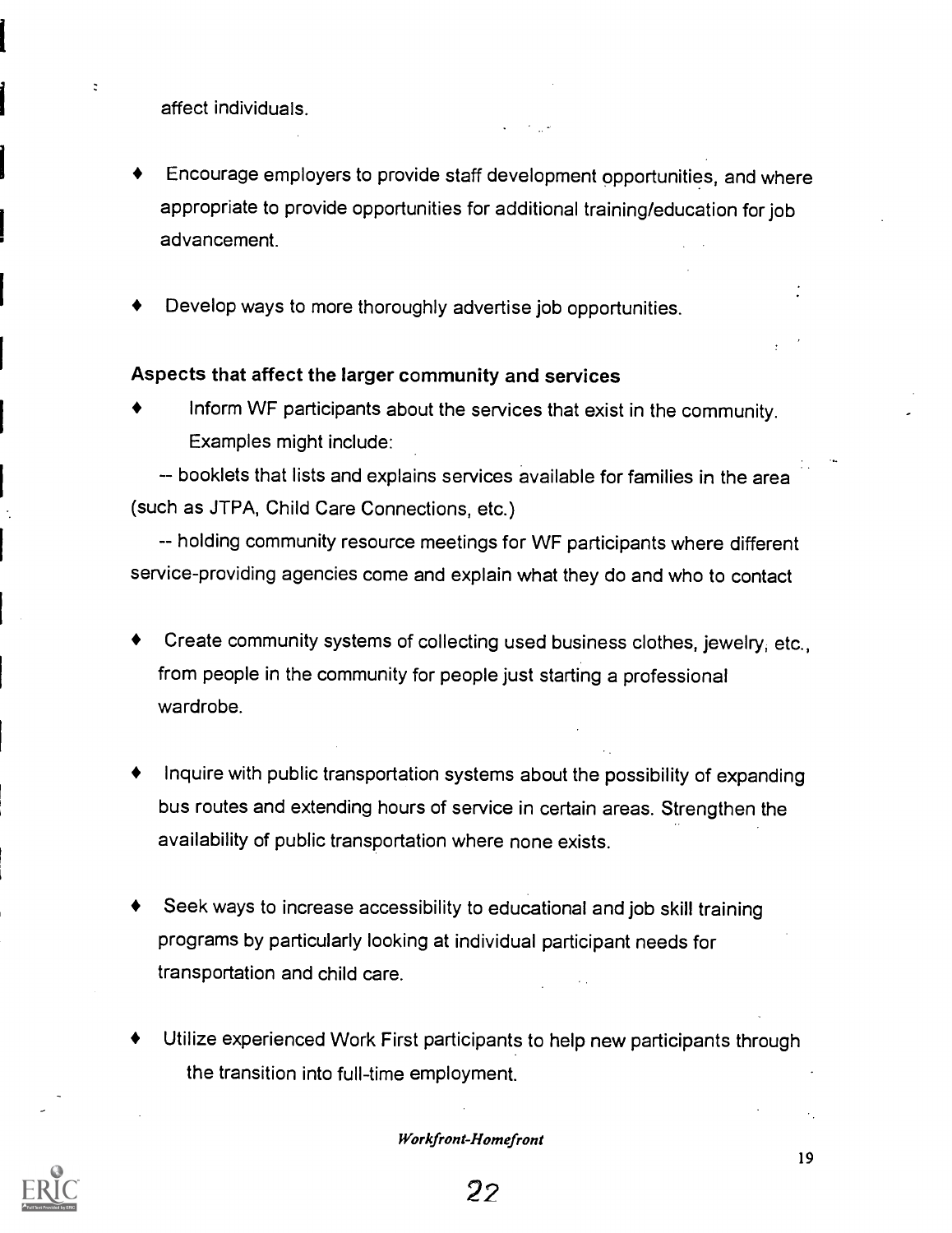affect individuals.

- Encourage employers to provide staff development opportunities, and where appropriate to provide opportunities for additional training/education for job advancement.

- Develop ways to more thoroughly advertise job opportunities.

**Aspects that affect the larger community and services**

- Inform WF participants about the services that exist in the community. Examples might include:

  -- booklets that lists and explains services available for families in the area (such as JTPA, Child Care Connections, etc.)

  -- holding community resource meetings for WF participants where different service-providing agencies come and explain what they do and who to contact

- Create community systems of collecting used business clothes, jewelry, etc., from people in the community for people just starting a professional wardrobe.

- Inquire with public transportation systems about the possibility of expanding bus routes and extending hours of service in certain areas. Strengthen the availability of public transportation where none exists.

- Seek ways to increase accessibility to educational and job skill training programs by particularly looking at individual participant needs for transportation and child care.

- Utilize experienced Work First participants to help new participants through the transition into full-time employment.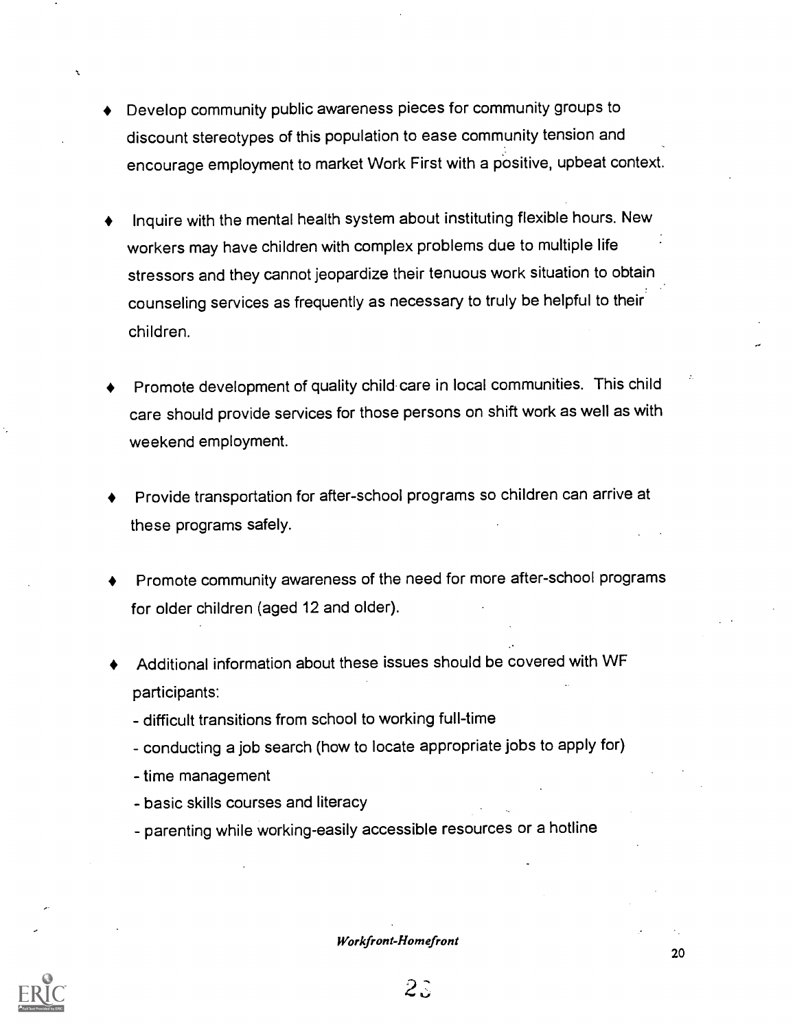- Develop community public awareness pieces for community groups to discount stereotypes of this population to ease community tension and encourage employment to market Work First with a positive, upbeat context.

- Inquire with the mental health system about instituting flexible hours. New workers may have children with complex problems due to multiple life stressors and they cannot jeopardize their tenuous work situation to obtain counseling services as frequently as necessary to truly be helpful to their children.

- Promote development of quality child care in local communities. This child care should provide services for those persons on shift work as well as with weekend employment.

- Provide transportation for after-school programs so children can arrive at these programs safely.

- Promote community awareness of the need for more after-school programs for older children (aged 12 and older).

- Additional information about these issues should be covered with WF participants:
  - difficult transitions from school to working full-time
  - conducting a job search (how to locate appropriate jobs to apply for)
  - time management
  - basic skills courses and literacy
  - parenting while working-easily accessible resources or a hotline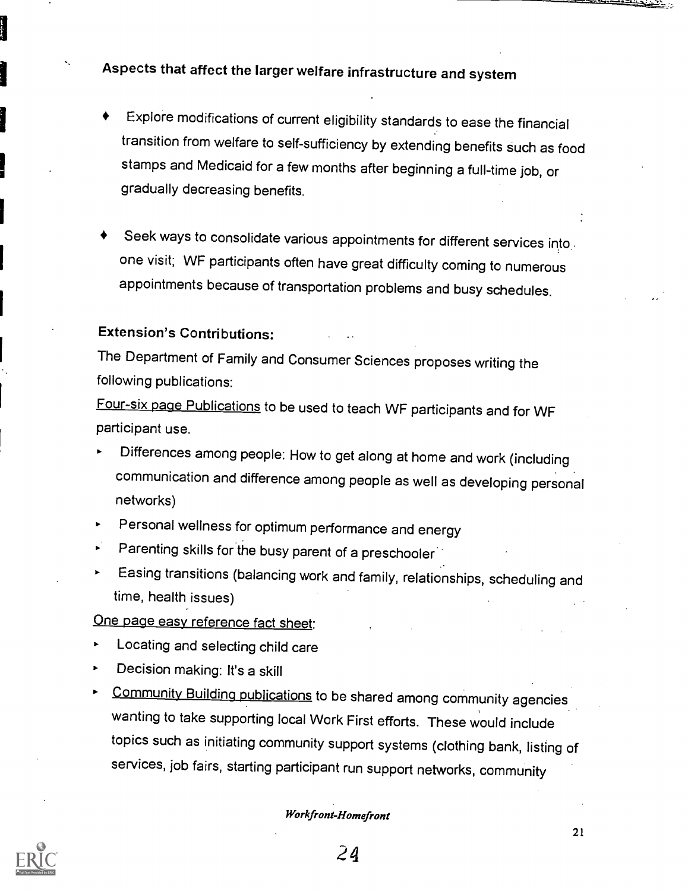## Aspects that affect the larger welfare infrastructure and system

- Explore modifications of current eligibility standards to ease the financial transition from welfare to self-sufficiency by extending benefits such as food stamps and Medicaid for a few months after beginning a full-time job, or gradually decreasing benefits.

- Seek ways to consolidate various appointments for different services into one visit; WF participants often have great difficulty coming to numerous appointments because of transportation problems and busy schedules.

### Extension's Contributions:

The Department of Family and Consumer Sciences proposes writing the following publications:

Four-six page Publications to be used to teach WF participants and for WF participant use.

- Differences among people: How to get along at home and work (including communication and difference among people as well as developing personal networks)
- Personal wellness for optimum performance and energy
- Parenting skills for the busy parent of a preschooler
- Easing transitions (balancing work and family, relationships, scheduling and time, health issues)

One page easy reference fact sheet:

- Locating and selecting child care
- Decision making: It's a skill
- Community Building publications to be shared among community agencies wanting to take supporting local Work First efforts. These would include topics such as initiating community support systems (clothing bank, listing of services, job fairs, starting participant run support networks, community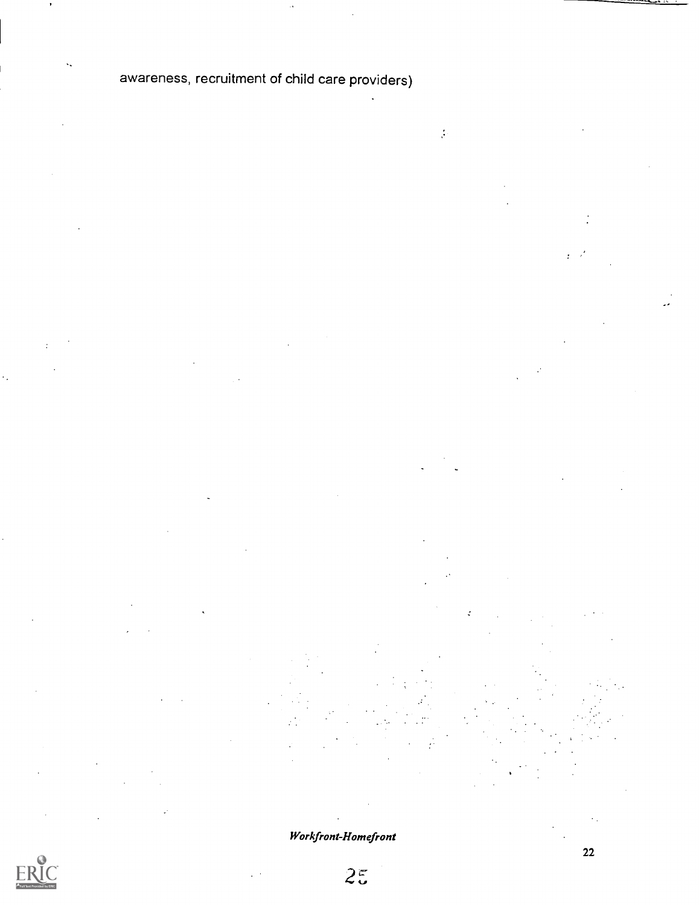awareness, recruitment of child care providers)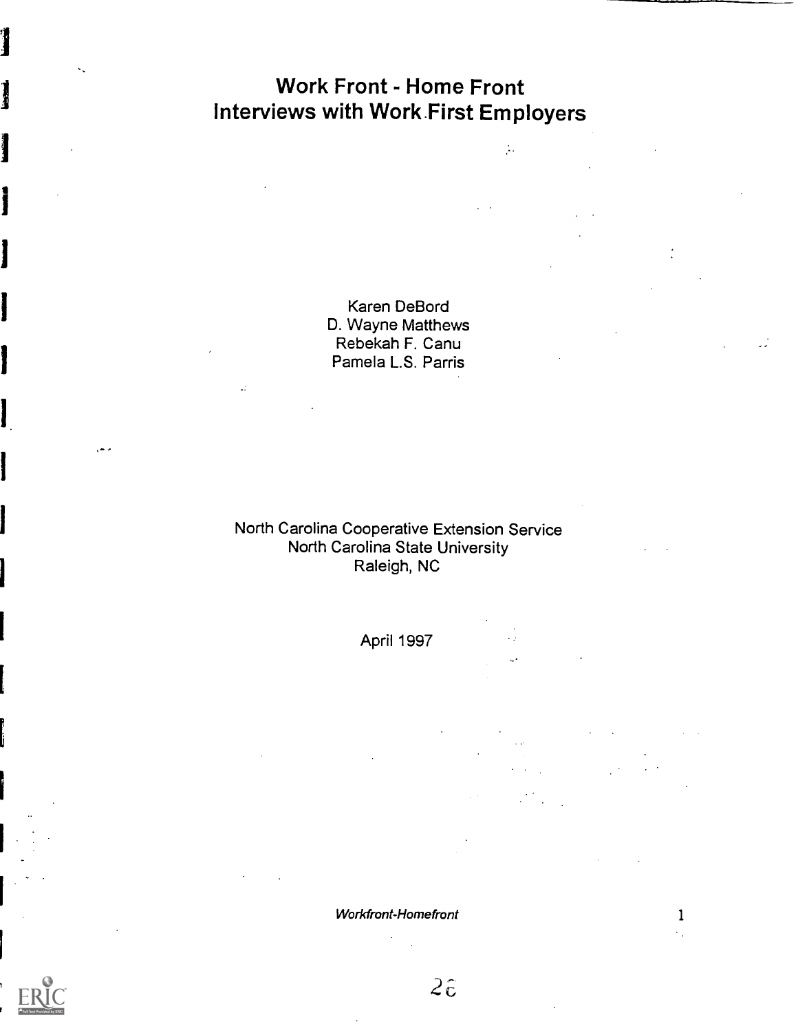# Work Front - Home Front
# Interviews with Work First Employers

Karen DeBord
D. Wayne Matthews
Rebekah F. Canu
Pamela L.S. Parris

North Carolina Cooperative Extension Service
North Carolina State University
Raleigh, NC

April 1997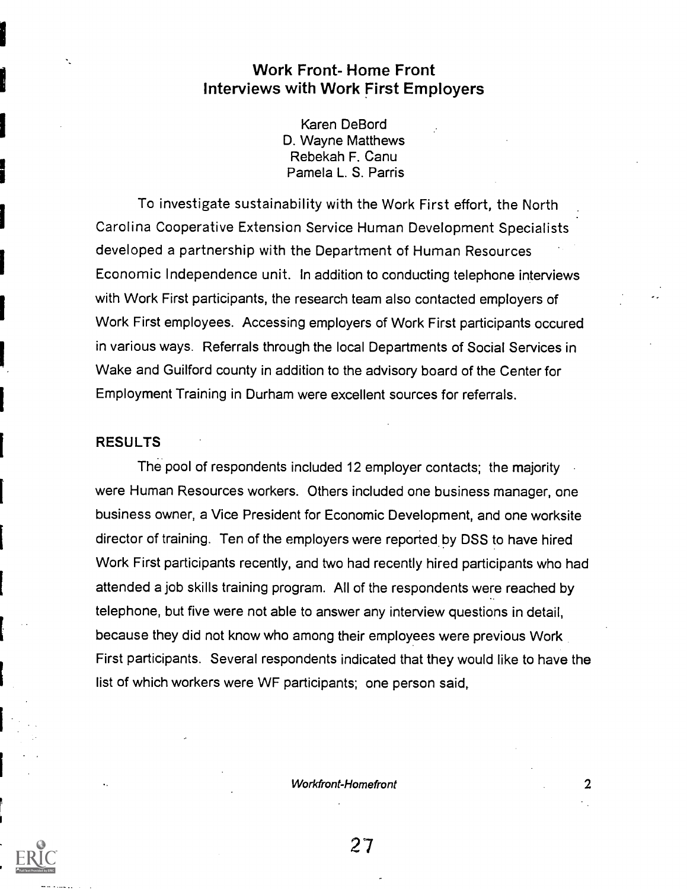# Work Front- Home Front
## Interviews with Work First Employers

Karen DeBord
D. Wayne Matthews
Rebekah F. Canu
Pamela L. S. Parris

To investigate sustainability with the Work First effort, the North Carolina Cooperative Extension Service Human Development Specialists developed a partnership with the Department of Human Resources Economic Independence unit. In addition to conducting telephone interviews with Work First participants, the research team also contacted employers of Work First employees. Accessing employers of Work First participants occured in various ways. Referrals through the local Departments of Social Services in Wake and Guilford county in addition to the advisory board of the Center for Employment Training in Durham were excellent sources for referrals.

### RESULTS

The pool of respondents included 12 employer contacts; the majority were Human Resources workers. Others included one business manager, one business owner, a Vice President for Economic Development, and one worksite director of training. Ten of the employers were reported by DSS to have hired Work First participants recently, and two had recently hired participants who had attended a job skills training program. All of the respondents were reached by telephone, but five were not able to answer any interview questions in detail, because they did not know who among their employees were previous Work First participants. Several respondents indicated that they would like to have the list of which workers were WF participants; one person said,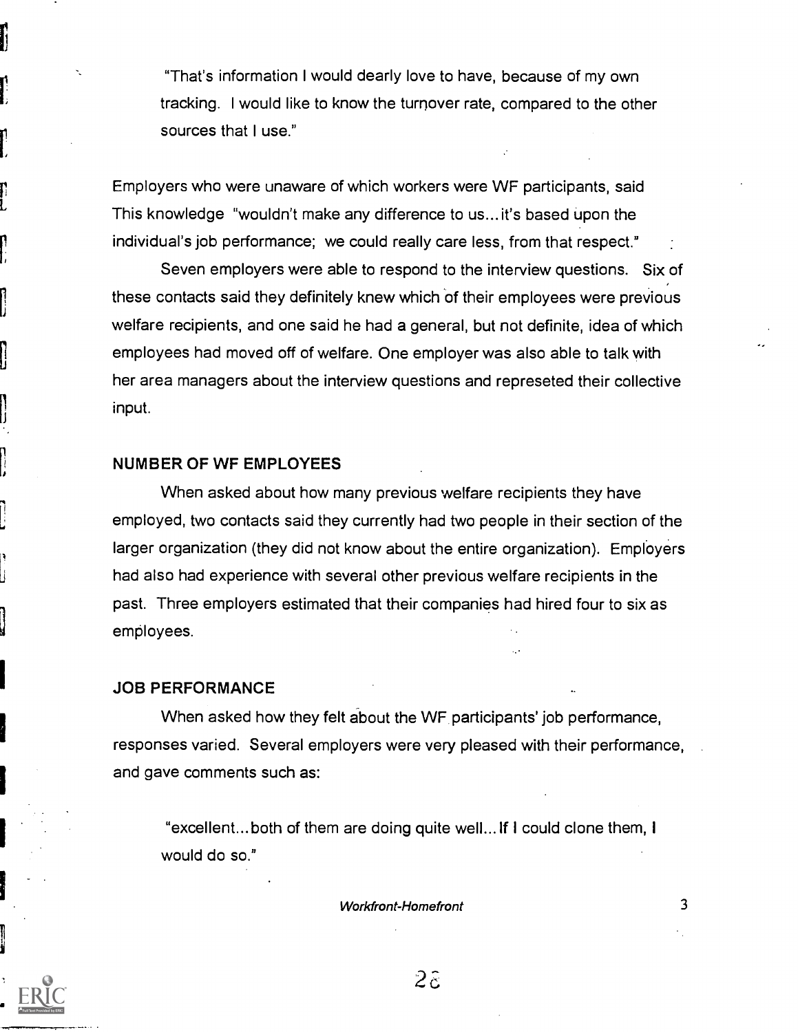"That's information I would dearly love to have, because of my own tracking. I would like to know the turnover rate, compared to the other sources that I use."

Employers who were unaware of which workers were WF participants, said This knowledge "wouldn't make any difference to us...it's based upon the individual's job performance; we could really care less, from that respect."

Seven employers were able to respond to the interview questions. Six of these contacts said they definitely knew which of their employees were previous welfare recipients, and one said he had a general, but not definite, idea of which employees had moved off of welfare. One employer was also able to talk with her area managers about the interview questions and represeted their collective input.

## NUMBER OF WF EMPLOYEES

When asked about how many previous welfare recipients they have employed, two contacts said they currently had two people in their section of the larger organization (they did not know about the entire organization). Employers had also had experience with several other previous welfare recipients in the past. Three employers estimated that their companies had hired four to six as employees.

## JOB PERFORMANCE

When asked how they felt about the WF participants' job performance, responses varied. Several employers were very pleased with their performance, and gave comments such as:

"excellent...both of them are doing quite well...If I could clone them, I would do so."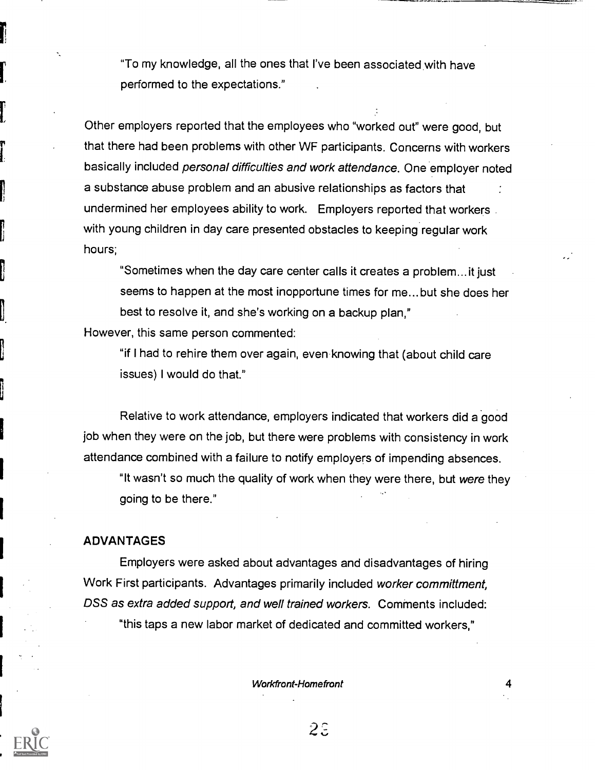"To my knowledge, all the ones that I've been associated with have performed to the expectations."

Other employers reported that the employees who "worked out" were good, but that there had been problems with other WF participants. Concerns with workers basically included *personal difficulties and work attendance*. One employer noted a substance abuse problem and an abusive relationships as factors that undermined her employees ability to work. Employers reported that workers with young children in day care presented obstacles to keeping regular work hours;

> "Sometimes when the day care center calls it creates a problem...it just seems to happen at the most inopportune times for me...but she does her best to resolve it, and she's working on a backup plan,"

However, this same person commented:

> "if I had to rehire them over again, even knowing that (about child care issues) I would do that."

Relative to work attendance, employers indicated that workers did a good job when they were on the job, but there were problems with consistency in work attendance combined with a failure to notify employers of impending absences.

> "It wasn't so much the quality of work when they were there, but *were* they going to be there."

## ADVANTAGES

Employers were asked about advantages and disadvantages of hiring Work First participants. Advantages primarily included *worker committment, DSS as extra added support, and well trained workers.* Comments included:

> "this taps a new labor market of dedicated and committed workers,"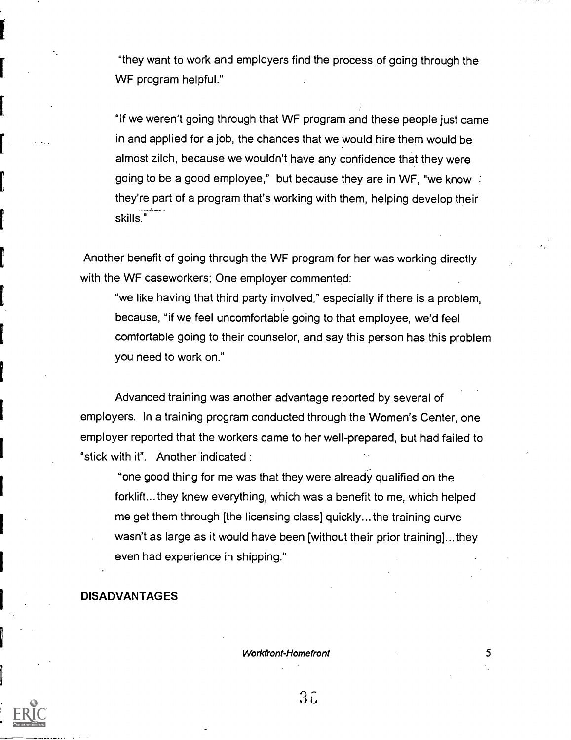> "they want to work and employers find the process of going through the WF program helpful."
>
> "If we weren't going through that WF program and these people just came in and applied for a job, the chances that we would hire them would be almost zilch, because we wouldn't have any confidence that they were going to be a good employee," but because they are in WF, "we know they're part of a program that's working with them, helping develop their skills."

Another benefit of going through the WF program for her was working directly with the WF caseworkers; One employer commented:

> "we like having that third party involved," especially if there is a problem, because, "if we feel uncomfortable going to that employee, we'd feel comfortable going to their counselor, and say this person has this problem you need to work on."

Advanced training was another advantage reported by several of employers. In a training program conducted through the Women's Center, one employer reported that the workers came to her well-prepared, but had failed to "stick with it". Another indicated :

> "one good thing for me was that they were already qualified on the forklift...they knew everything, which was a benefit to me, which helped me get them through [the licensing class] quickly...the training curve wasn't as large as it would have been [without their prior training]...they even had experience in shipping."

**DISADVANTAGES**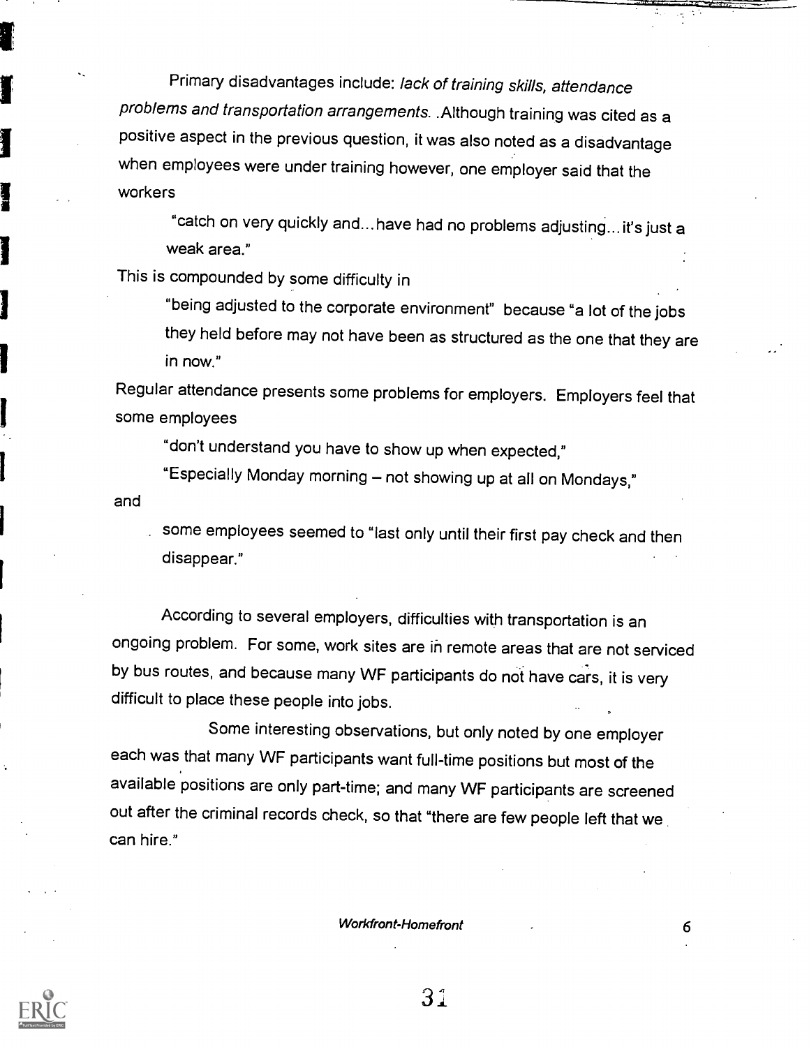Primary disadvantages include: *lack of training skills, attendance problems and transportation arrangements.* .Although training was cited as a positive aspect in the previous question, it was also noted as a disadvantage when employees were under training however, one employer said that the workers

> "catch on very quickly and…have had no problems adjusting…it's just a weak area."

This is compounded by some difficulty in

> "being adjusted to the corporate environment" because "a lot of the jobs they held before may not have been as structured as the one that they are in now."

Regular attendance presents some problems for employers. Employers feel that some employees

> "don't understand you have to show up when expected,"
>
> "Especially Monday morning – not showing up at all on Mondays,"

and

> some employees seemed to "last only until their first pay check and then disappear."

According to several employers, difficulties with transportation is an ongoing problem. For some, work sites are in remote areas that are not serviced by bus routes, and because many WF participants do not have cars, it is very difficult to place these people into jobs.

Some interesting observations, but only noted by one employer each was that many WF participants want full-time positions but most of the available positions are only part-time; and many WF participants are screened out after the criminal records check, so that "there are few people left that we can hire."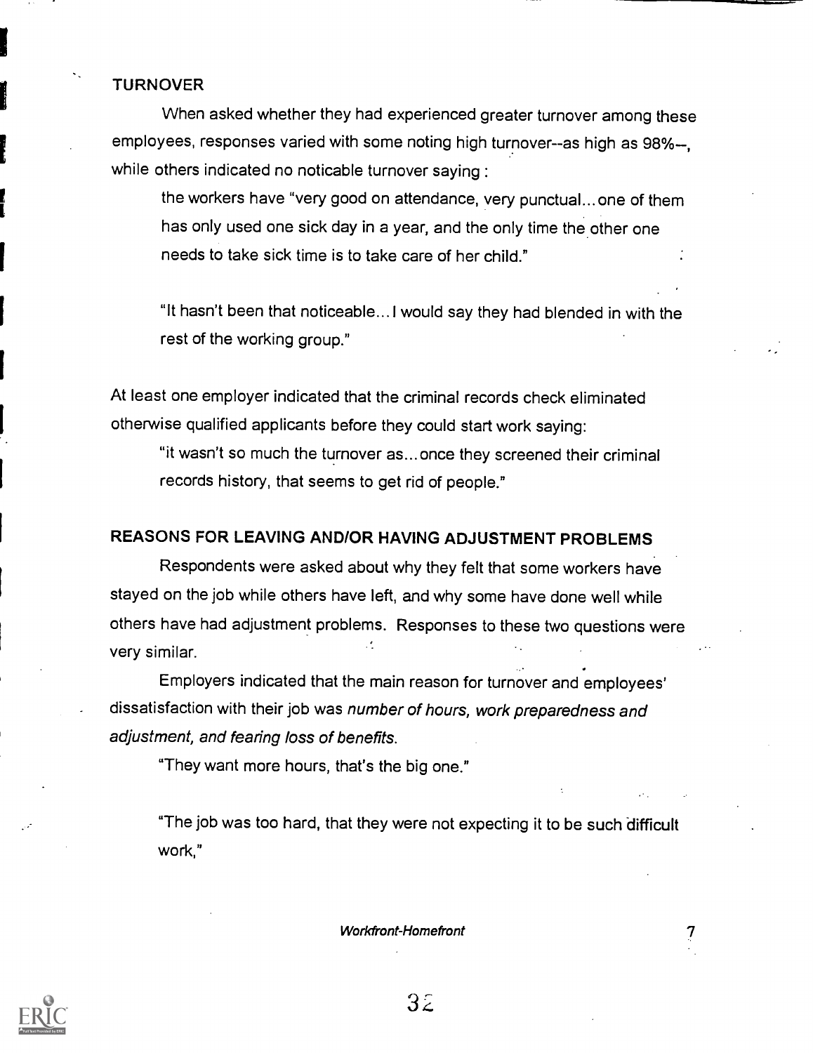## TURNOVER

When asked whether they had experienced greater turnover among these employees, responses varied with some noting high turnover--as high as 98%--, while others indicated no noticable turnover saying :

> the workers have "very good on attendance, very punctual...one of them has only used one sick day in a year, and the only time the other one needs to take sick time is to take care of her child."
>
> "It hasn't been that noticeable... I would say they had blended in with the rest of the working group."

At least one employer indicated that the criminal records check eliminated otherwise qualified applicants before they could start work saying:

> "it wasn't so much the turnover as...once they screened their criminal records history, that seems to get rid of people."

## REASONS FOR LEAVING AND/OR HAVING ADJUSTMENT PROBLEMS

Respondents were asked about why they felt that some workers have stayed on the job while others have left, and why some have done well while others have had adjustment problems. Responses to these two questions were very similar.

Employers indicated that the main reason for turnover and employees' dissatisfaction with their job was *number of hours, work preparedness and adjustment, and fearing loss of benefits.*

> "They want more hours, that's the big one."
>
> "The job was too hard, that they were not expecting it to be such difficult work,"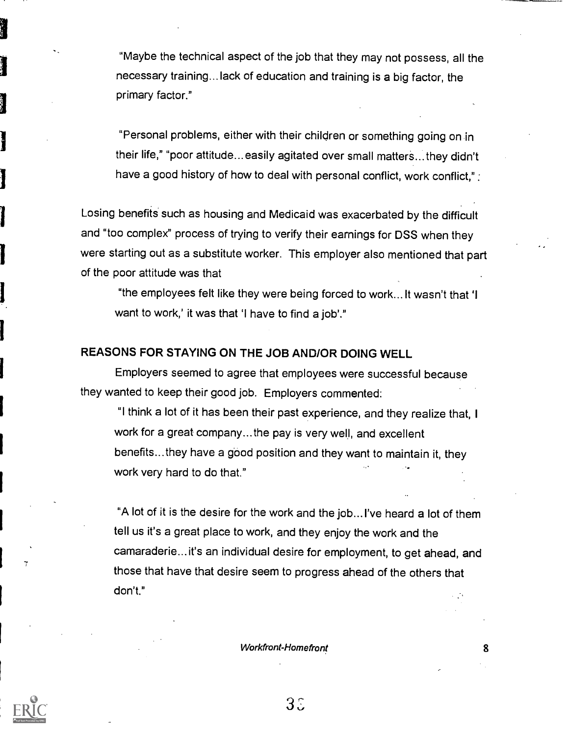> "Maybe the technical aspect of the job that they may not possess, all the necessary training...lack of education and training is a big factor, the primary factor."

> "Personal problems, either with their children or something going on in their life," "poor attitude...easily agitated over small matters...they didn't have a good history of how to deal with personal conflict, work conflict,":

Losing benefits such as housing and Medicaid was exacerbated by the difficult and "too complex" process of trying to verify their earnings for DSS when they were starting out as a substitute worker. This employer also mentioned that part of the poor attitude was that

> "the employees felt like they were being forced to work... It wasn't that 'I want to work,' it was that 'I have to find a job'."

## REASONS FOR STAYING ON THE JOB AND/OR DOING WELL

Employers seemed to agree that employees were successful because they wanted to keep their good job. Employers commented:

> "I think a lot of it has been their past experience, and they realize that, I work for a great company...the pay is very well, and excellent benefits...they have a good position and they want to maintain it, they work very hard to do that."

> "A lot of it is the desire for the work and the job...I've heard a lot of them tell us it's a great place to work, and they enjoy the work and the camaraderie...it's an individual desire for employment, to get ahead, and those that have that desire seem to progress ahead of the others that don't."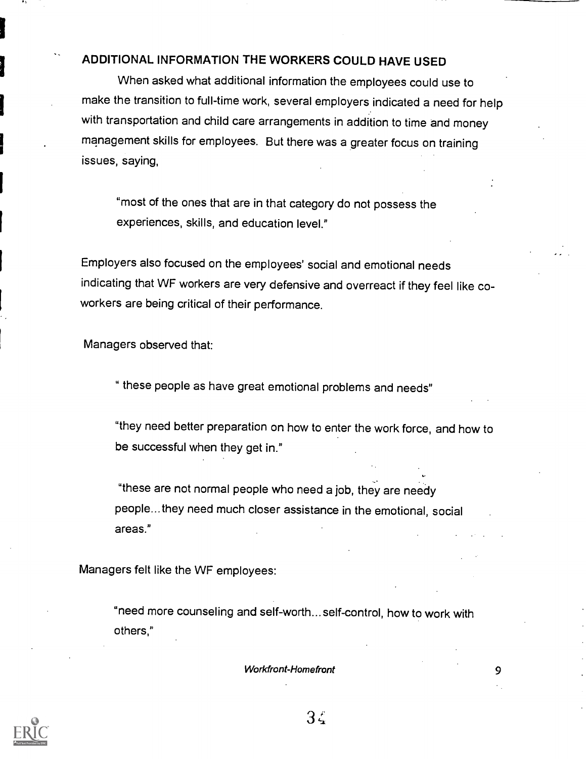## ADDITIONAL INFORMATION THE WORKERS COULD HAVE USED

When asked what additional information the employees could use to make the transition to full-time work, several employers indicated a need for help with transportation and child care arrangements in addition to time and money management skills for employees. But there was a greater focus on training issues, saying,

> "most of the ones that are in that category do not possess the experiences, skills, and education level."

Employers also focused on the employees' social and emotional needs indicating that WF workers are very defensive and overreact if they feel like co-workers are being critical of their performance.

Managers observed that:

> " these people as have great emotional problems and needs"
>
> "they need better preparation on how to enter the work force, and how to be successful when they get in."
>
> "these are not normal people who need a job, they are needy people...they need much closer assistance in the emotional, social areas."

Managers felt like the WF employees:

> "need more counseling and self-worth...self-control, how to work with others,"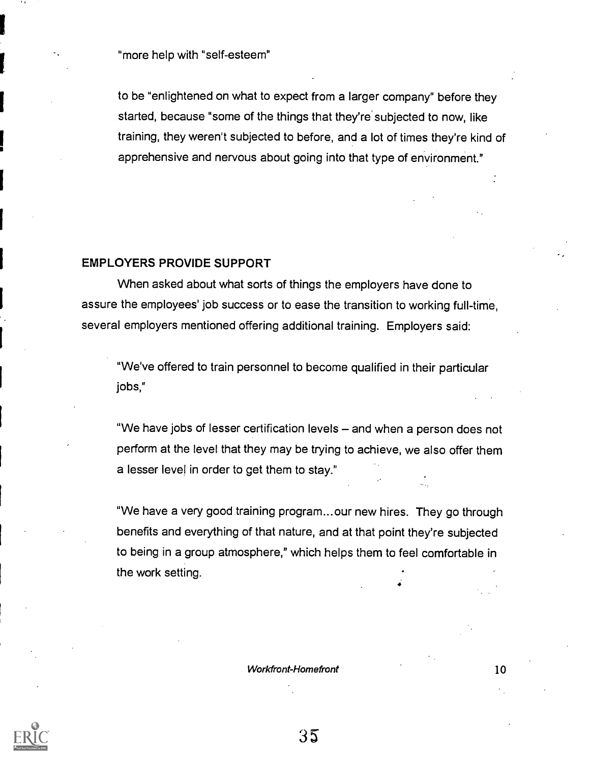"more help with "self-esteem"

to be "enlightened on what to expect from a larger company" before they started, because "some of the things that they're subjected to now, like training, they weren't subjected to before, and a lot of times they're kind of apprehensive and nervous about going into that type of environment."

## EMPLOYERS PROVIDE SUPPORT

When asked about what sorts of things the employers have done to assure the employees' job success or to ease the transition to working full-time, several employers mentioned offering additional training. Employers said:

> "We've offered to train personnel to become qualified in their particular jobs,"
>
> "We have jobs of lesser certification levels – and when a person does not perform at the level that they may be trying to achieve, we also offer them a lesser level in order to get them to stay."
>
> "We have a very good training program...our new hires. They go through benefits and everything of that nature, and at that point they're subjected to being in a group atmosphere," which helps them to feel comfortable in the work setting.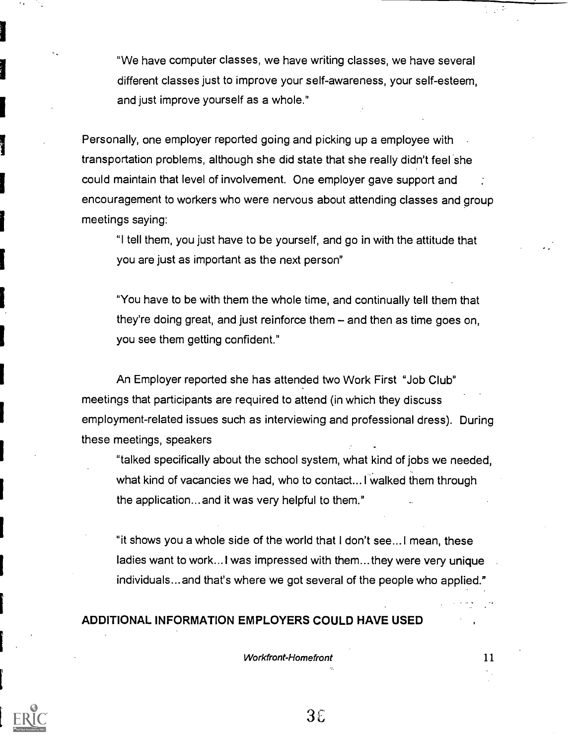> "We have computer classes, we have writing classes, we have several different classes just to improve your self-awareness, your self-esteem, and just improve yourself as a whole."

Personally, one employer reported going and picking up a employee with transportation problems, although she did state that she really didn't feel she could maintain that level of involvement. One employer gave support and encouragement to workers who were nervous about attending classes and group meetings saying:

> "I tell them, you just have to be yourself, and go in with the attitude that you are just as important as the next person"

> "You have to be with them the whole time, and continually tell them that they're doing great, and just reinforce them – and then as time goes on, you see them getting confident."

An Employer reported she has attended two Work First "Job Club" meetings that participants are required to attend (in which they discuss employment-related issues such as interviewing and professional dress). During these meetings, speakers

> "talked specifically about the school system, what kind of jobs we needed, what kind of vacancies we had, who to contact... I walked them through the application... and it was very helpful to them."

> "it shows you a whole side of the world that I don't see... I mean, these ladies want to work... I was impressed with them... they were very unique individuals... and that's where we got several of the people who applied."

## ADDITIONAL INFORMATION EMPLOYERS COULD HAVE USED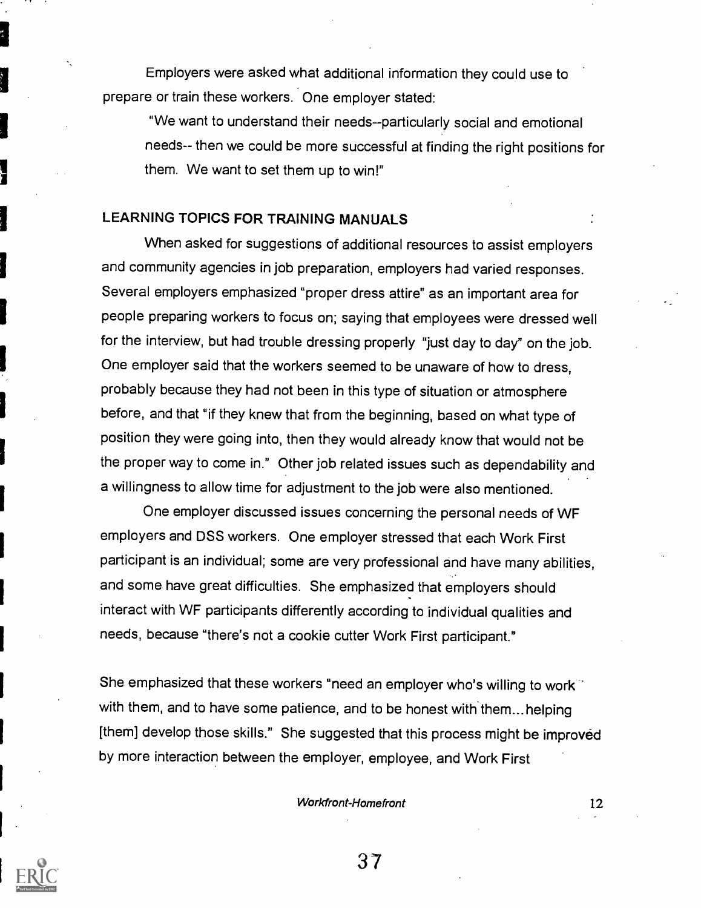Employers were asked what additional information they could use to prepare or train these workers. One employer stated:

> "We want to understand their needs--particularly social and emotional needs-- then we could be more successful at finding the right positions for them. We want to set them up to win!"

## LEARNING TOPICS FOR TRAINING MANUALS

When asked for suggestions of additional resources to assist employers and community agencies in job preparation, employers had varied responses. Several employers emphasized "proper dress attire" as an important area for people preparing workers to focus on; saying that employees were dressed well for the interview, but had trouble dressing properly "just day to day" on the job. One employer said that the workers seemed to be unaware of how to dress, probably because they had not been in this type of situation or atmosphere before, and that "if they knew that from the beginning, based on what type of position they were going into, then they would already know that would not be the proper way to come in." Other job related issues such as dependability and a willingness to allow time for adjustment to the job were also mentioned.

One employer discussed issues concerning the personal needs of WF employers and DSS workers. One employer stressed that each Work First participant is an individual; some are very professional and have many abilities, and some have great difficulties. She emphasized that employers should interact with WF participants differently according to individual qualities and needs, because "there's not a cookie cutter Work First participant."

She emphasized that these workers "need an employer who's willing to work with them, and to have some patience, and to be honest with them...helping [them] develop those skills." She suggested that this process might be improved by more interaction between the employer, employee, and Work First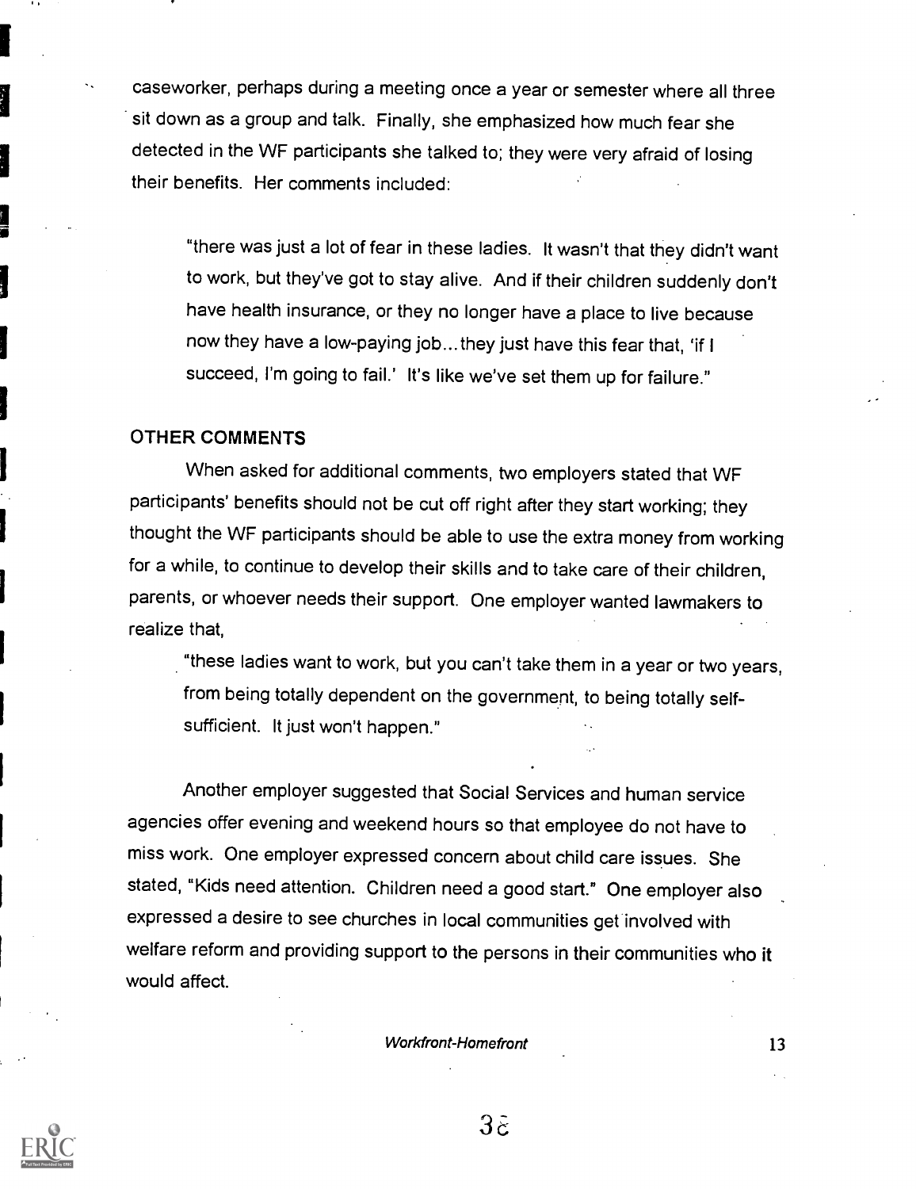caseworker, perhaps during a meeting once a year or semester where all three sit down as a group and talk. Finally, she emphasized how much fear she detected in the WF participants she talked to; they were very afraid of losing their benefits. Her comments included:

> "there was just a lot of fear in these ladies. It wasn't that they didn't want to work, but they've got to stay alive. And if their children suddenly don't have health insurance, or they no longer have a place to live because now they have a low-paying job...they just have this fear that, 'if I succeed, I'm going to fail.' It's like we've set them up for failure."

### OTHER COMMENTS

When asked for additional comments, two employers stated that WF participants' benefits should not be cut off right after they start working; they thought the WF participants should be able to use the extra money from working for a while, to continue to develop their skills and to take care of their children, parents, or whoever needs their support. One employer wanted lawmakers to realize that,

> "these ladies want to work, but you can't take them in a year or two years, from being totally dependent on the government, to being totally self-sufficient. It just won't happen."

Another employer suggested that Social Services and human service agencies offer evening and weekend hours so that employee do not have to miss work. One employer expressed concern about child care issues. She stated, "Kids need attention. Children need a good start." One employer also expressed a desire to see churches in local communities get involved with welfare reform and providing support to the persons in their communities who it would affect.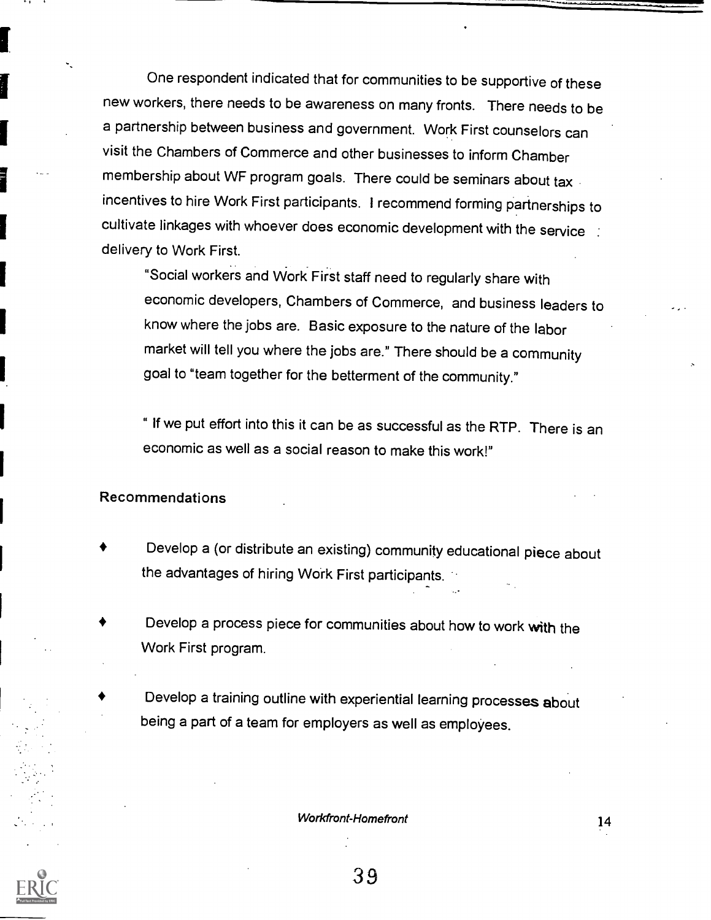One respondent indicated that for communities to be supportive of these new workers, there needs to be awareness on many fronts. There needs to be a partnership between business and government. Work First counselors can visit the Chambers of Commerce and other businesses to inform Chamber membership about WF program goals. There could be seminars about tax incentives to hire Work First participants. I recommend forming partnerships to cultivate linkages with whoever does economic development with the service delivery to Work First.

> "Social workers and Work First staff need to regularly share with economic developers, Chambers of Commerce, and business leaders to know where the jobs are. Basic exposure to the nature of the labor market will tell you where the jobs are." There should be a community goal to "team together for the betterment of the community."
>
> " If we put effort into this it can be as successful as the RTP. There is an economic as well as a social reason to make this work!"

## Recommendations

- Develop a (or distribute an existing) community educational piece about the advantages of hiring Work First participants.
- Develop a process piece for communities about how to work with the Work First program.
- Develop a training outline with experiential learning processes about being a part of a team for employers as well as employees.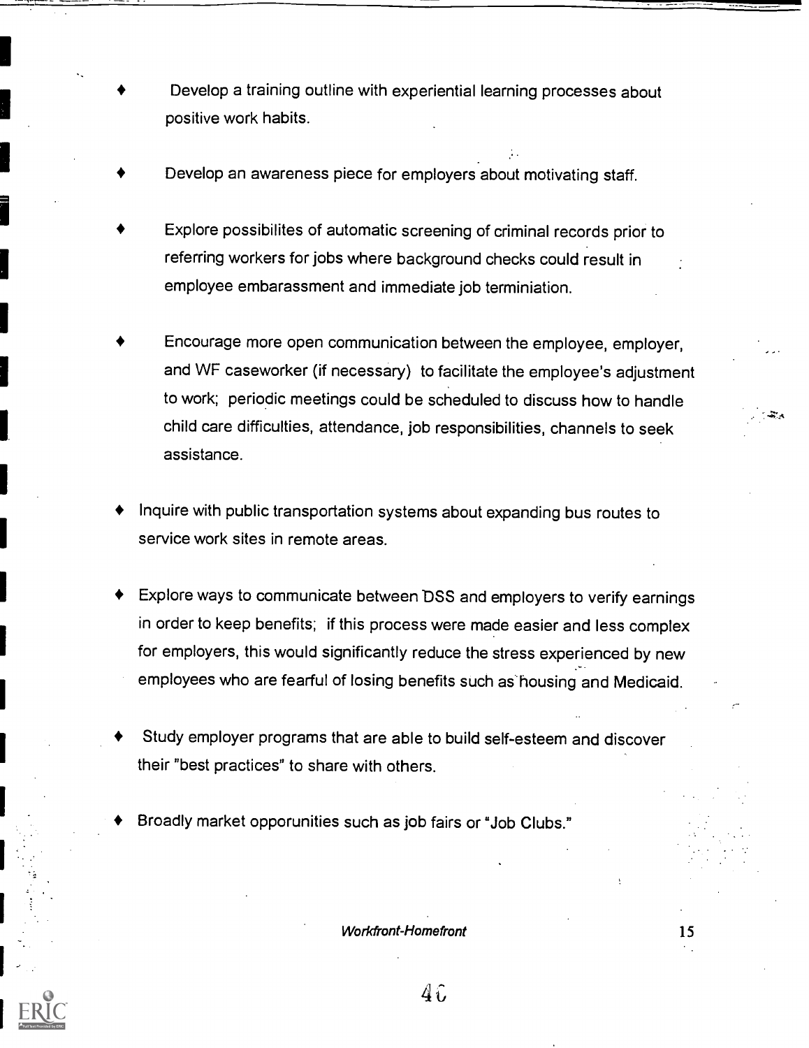- Develop a training outline with experiential learning processes about positive work habits.
- Develop an awareness piece for employers about motivating staff.
- Explore possibilites of automatic screening of criminal records prior to referring workers for jobs where background checks could result in employee embarassment and immediate job terminiation.
- Encourage more open communication between the employee, employer, and WF caseworker (if necessary) to facilitate the employee's adjustment to work; periodic meetings could be scheduled to discuss how to handle child care difficulties, attendance, job responsibilities, channels to seek assistance.
- Inquire with public transportation systems about expanding bus routes to service work sites in remote areas.
- Explore ways to communicate between DSS and employers to verify earnings in order to keep benefits; if this process were made easier and less complex for employers, this would significantly reduce the stress experienced by new employees who are fearful of losing benefits such as housing and Medicaid.
- Study employer programs that are able to build self-esteem and discover their "best practices" to share with others.
- Broadly market opporunities such as job fairs or "Job Clubs."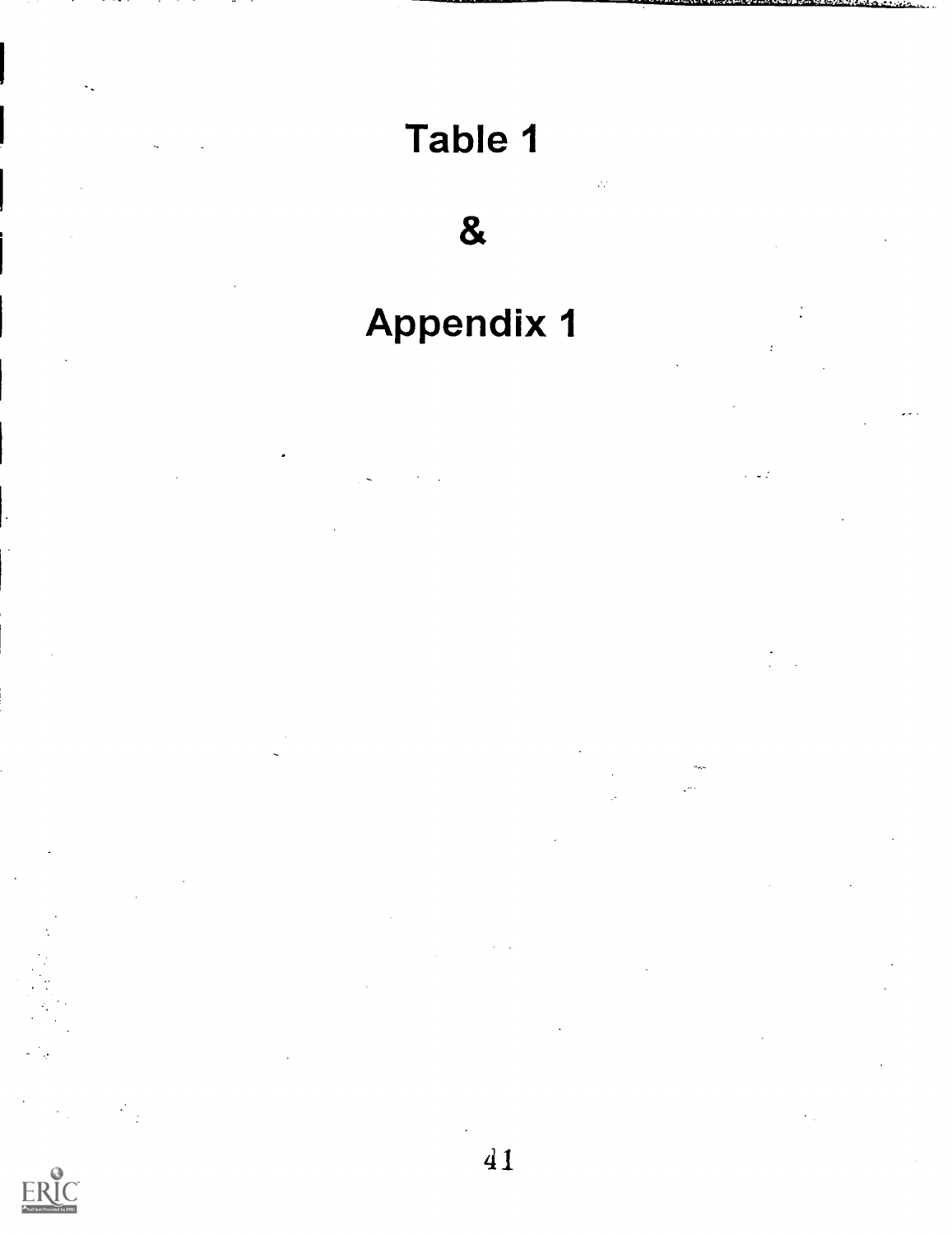# Table 1

# &

# Appendix 1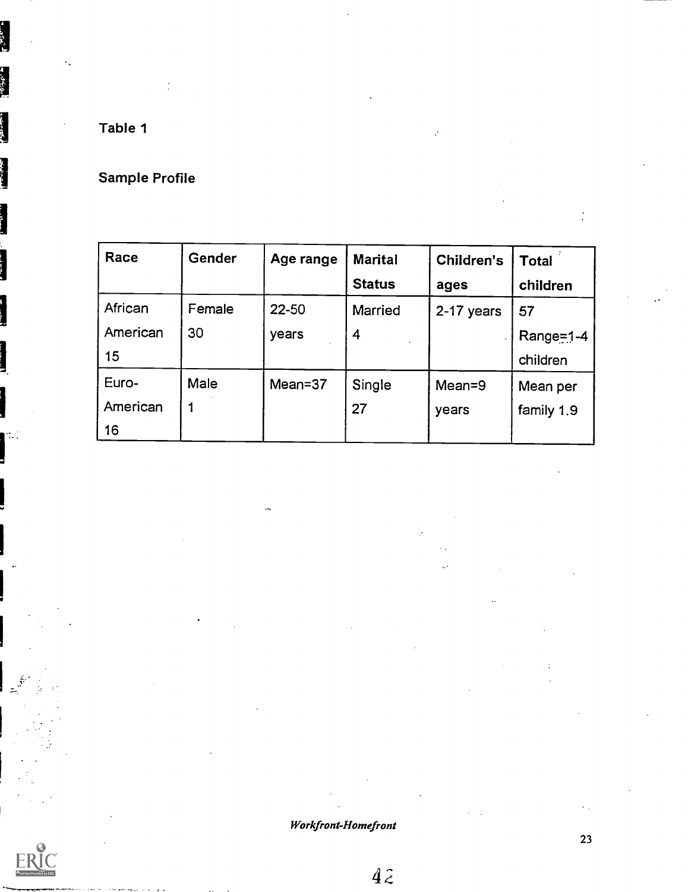Table 1

Sample Profile

| Race | Gender | Age range | Marital Status | Children's ages | Total children |
|---|---|---|---|---|---|
| African American 15 | Female 30 | 22-50 years | Married 4 | 2-17 years | 57 Range=1-4 children |
| Euro-American 16 | Male 1 | Mean=37 | Single 27 | Mean=9 years | Mean per family 1.9 |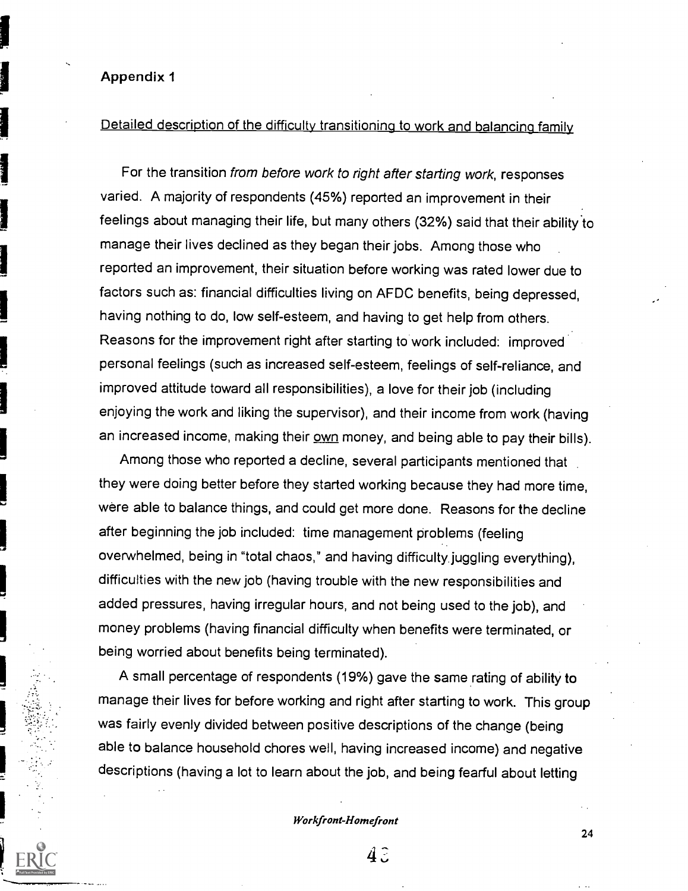## Appendix 1

Detailed description of the difficulty transitioning to work and balancing family

For the transition *from before work to right after starting work*, responses varied. A majority of respondents (45%) reported an improvement in their feelings about managing their life, but many others (32%) said that their ability to manage their lives declined as they began their jobs. Among those who reported an improvement, their situation before working was rated lower due to factors such as: financial difficulties living on AFDC benefits, being depressed, having nothing to do, low self-esteem, and having to get help from others. Reasons for the improvement right after starting to work included: improved personal feelings (such as increased self-esteem, feelings of self-reliance, and improved attitude toward all responsibilities), a love for their job (including enjoying the work and liking the supervisor), and their income from work (having an increased income, making their own money, and being able to pay their bills).

Among those who reported a decline, several participants mentioned that they were doing better before they started working because they had more time, were able to balance things, and could get more done. Reasons for the decline after beginning the job included: time management problems (feeling overwhelmed, being in "total chaos," and having difficulty juggling everything), difficulties with the new job (having trouble with the new responsibilities and added pressures, having irregular hours, and not being used to the job), and money problems (having financial difficulty when benefits were terminated, or being worried about benefits being terminated).

A small percentage of respondents (19%) gave the same rating of ability to manage their lives for before working and right after starting to work. This group was fairly evenly divided between positive descriptions of the change (being able to balance household chores well, having increased income) and negative descriptions (having a lot to learn about the job, and being fearful about letting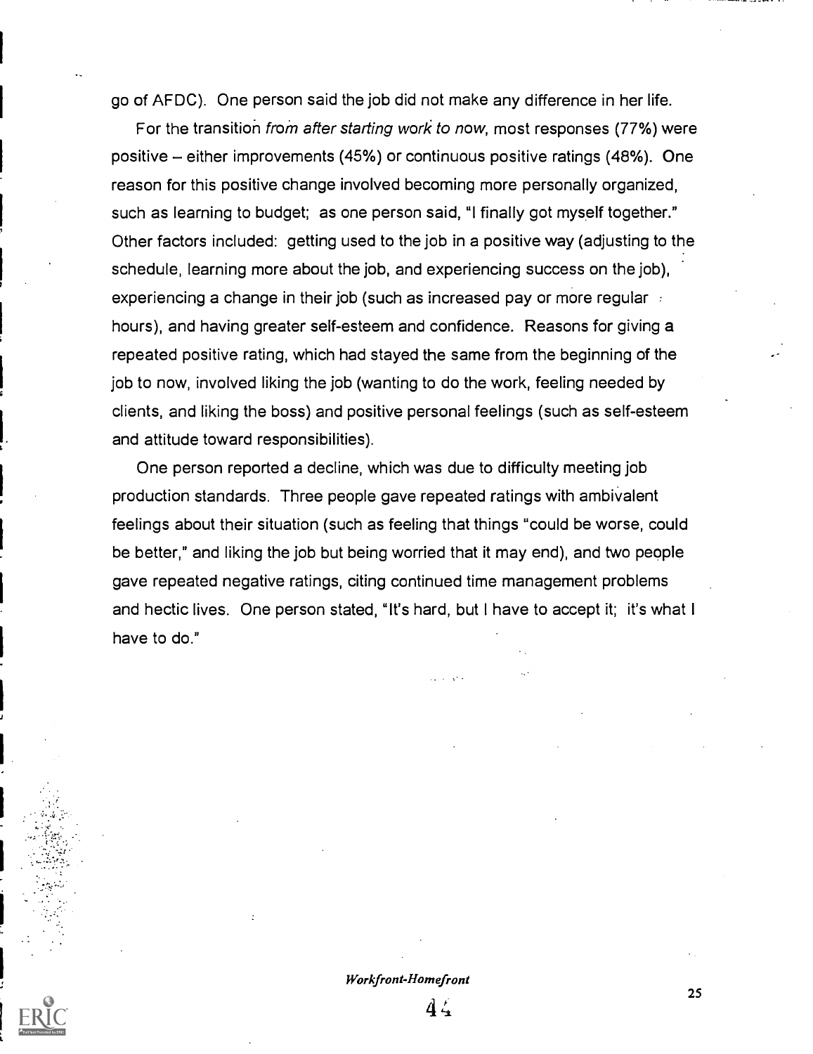go of AFDC). One person said the job did not make any difference in her life.

For the transition *from after starting work to now*, most responses (77%) were positive – either improvements (45%) or continuous positive ratings (48%). One reason for this positive change involved becoming more personally organized, such as learning to budget; as one person said, "I finally got myself together." Other factors included: getting used to the job in a positive way (adjusting to the schedule, learning more about the job, and experiencing success on the job), experiencing a change in their job (such as increased pay or more regular hours), and having greater self-esteem and confidence. Reasons for giving a repeated positive rating, which had stayed the same from the beginning of the job to now, involved liking the job (wanting to do the work, feeling needed by clients, and liking the boss) and positive personal feelings (such as self-esteem and attitude toward responsibilities).

One person reported a decline, which was due to difficulty meeting job production standards. Three people gave repeated ratings with ambivalent feelings about their situation (such as feeling that things "could be worse, could be better," and liking the job but being worried that it may end), and two people gave repeated negative ratings, citing continued time management problems and hectic lives. One person stated, "It's hard, but I have to accept it; it's what I have to do."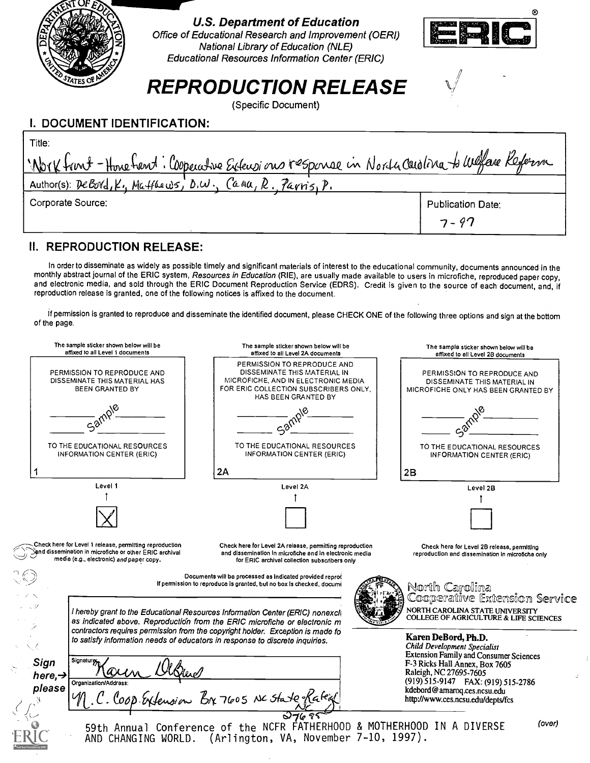U.S. Department of Education
Office of Educational Research and Improvement (OERI)
National Library of Education (NLE)
Educational Resources Information Center (ERIC)

# REPRODUCTION RELEASE

(Specific Document)

## I. DOCUMENT IDENTIFICATION:

| Title: Work front - Home front: Cooperative Extensions response in North Carolina to Welfare Reform | |
|---|---|
| Author(s): DeBord, K., Matthews, D.W., Cana, R., Parris, P. | |
| Corporate Source: | Publication Date: 7-97 |

## II. REPRODUCTION RELEASE:

In order to disseminate as widely as possible timely and significant materials of interest to the educational community, documents announced in the monthly abstract journal of the ERIC system, *Resources in Education* (RIE), are usually made available to users in microfiche, reproduced paper copy, and electronic media, and sold through the ERIC Document Reproduction Service (EDRS). Credit is given to the source of each document, and, if reproduction release is granted, one of the following notices is affixed to the document.

If permission is granted to reproduce and disseminate the identified document, please CHECK ONE of the following three options and sign at the bottom of the page.

| The sample sticker shown below will be affixed to all Level 1 documents | The sample sticker shown below will be affixed to all Level 2A documents | The sample sticker shown below will be affixed to all Level 2B documents |
|---|---|---|
| PERMISSION TO REPRODUCE AND DISSEMINATE THIS MATERIAL HAS BEEN GRANTED BY Sample TO THE EDUCATIONAL RESOURCES INFORMATION CENTER (ERIC) | PERMISSION TO REPRODUCE AND DISSEMINATE THIS MATERIAL IN MICROFICHE, AND IN ELECTRONIC MEDIA FOR ERIC COLLECTION SUBSCRIBERS ONLY, HAS BEEN GRANTED BY Sample TO THE EDUCATIONAL RESOURCES INFORMATION CENTER (ERIC) | PERMISSION TO REPRODUCE AND DISSEMINATE THIS MATERIAL IN MICROFICHE ONLY HAS BEEN GRANTED BY Sample TO THE EDUCATIONAL RESOURCES INFORMATION CENTER (ERIC) |
| 1 | 2A | 2B |
| Level 1 [X] | Level 2A [ ] | Level 2B [ ] |
| Check here for Level 1 release, permitting reproduction and dissemination in microfiche or other ERIC archival media (e.g., electronic) *and* paper copy. | Check here for Level 2A release, permitting reproduction and dissemination in microfiche and in electronic media for ERIC archival collection subscribers only | Check here for Level 2B release, permitting reproduction and dissemination in microfiche only |

Documents will be processed as indicated provided reproc
If permission to reproduce is granted, but no box is checked, docume

*I hereby grant to the Educational Resources Information Center (ERIC) nonexcl as indicated above. Reproduction from the ERIC microfiche or electronic m contractors requires permission from the copyright holder. Exception is made fo to satisfy information needs of educators in response to discrete inquiries.*

**Sign here, → please**

Signature: Karen DeBord

Organization/Address: N.C. Coop. Extension Box 7605 NC State - Raleigh NC 27695

North Carolina Cooperative Extension Service
NORTH CAROLINA STATE UNIVERSITY
COLLEGE OF AGRICULTURE & LIFE SCIENCES

**Karen DeBord, Ph.D.**
*Child Development Specialist*
Extension Family and Consumer Sciences
F-3 Ricks Hall Annex, Box 7605
Raleigh, NC 27695-7605
(919) 515-9147 FAX: (919) 515-2786
kdebord@amaroq.ces.ncsu.edu
http://www.ces.ncsu.edu/depts/fcs

59th Annual Conference of the NCFR FATHERHOOD & MOTHERHOOD IN A DIVERSE AND CHANGING WORLD. (Arlington, VA, November 7-10, 1997).

(over)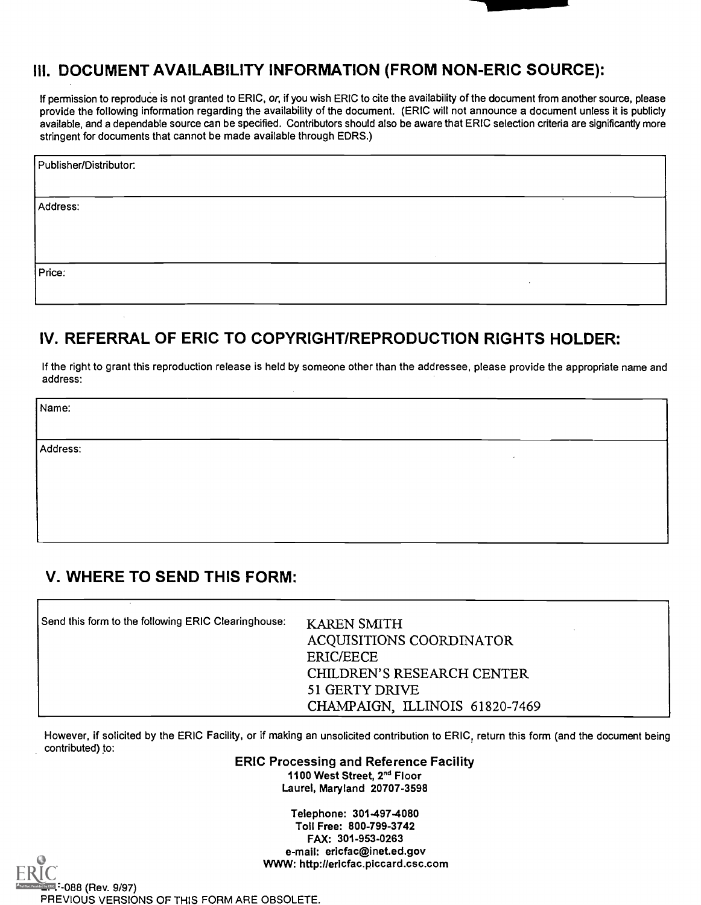## III. DOCUMENT AVAILABILITY INFORMATION (FROM NON-ERIC SOURCE):

If permission to reproduce is not granted to ERIC, *or*, if you wish ERIC to cite the availability of the document from another source, please provide the following information regarding the availability of the document. (ERIC will not announce a document unless it is publicly available, and a dependable source can be specified. Contributors should also be aware that ERIC selection criteria are significantly more stringent for documents that cannot be made available through EDRS.)

| |
|---|
| Publisher/Distributor: |
| Address: |
| Price: |

## IV. REFERRAL OF ERIC TO COPYRIGHT/REPRODUCTION RIGHTS HOLDER:

If the right to grant this reproduction release is held by someone other than the addressee, please provide the appropriate name and address:

| |
|---|
| Name: |
| Address: |

## V. WHERE TO SEND THIS FORM:

| | |
|---|---|
| Send this form to the following ERIC Clearinghouse: | KAREN SMITH<br>ACQUISITIONS COORDINATOR<br>ERIC/EECE<br>CHILDREN'S RESEARCH CENTER<br>51 GERTY DRIVE<br>CHAMPAIGN, ILLINOIS 61820-7469 |

However, if solicited by the ERIC Facility, or if making an unsolicited contribution to ERIC, return this form (and the document being contributed) to:

**ERIC Processing and Reference Facility**
**1100 West Street, 2nd Floor**
**Laurel, Maryland 20707-3598**

**Telephone: 301-497-4080**
**Toll Free: 800-799-3742**
**FAX: 301-953-0263**
**e-mail: ericfac@inet.ed.gov**
**WWW: http://ericfac.piccard.csc.com**

EFF-088 (Rev. 9/97)
PREVIOUS VERSIONS OF THIS FORM ARE OBSOLETE.